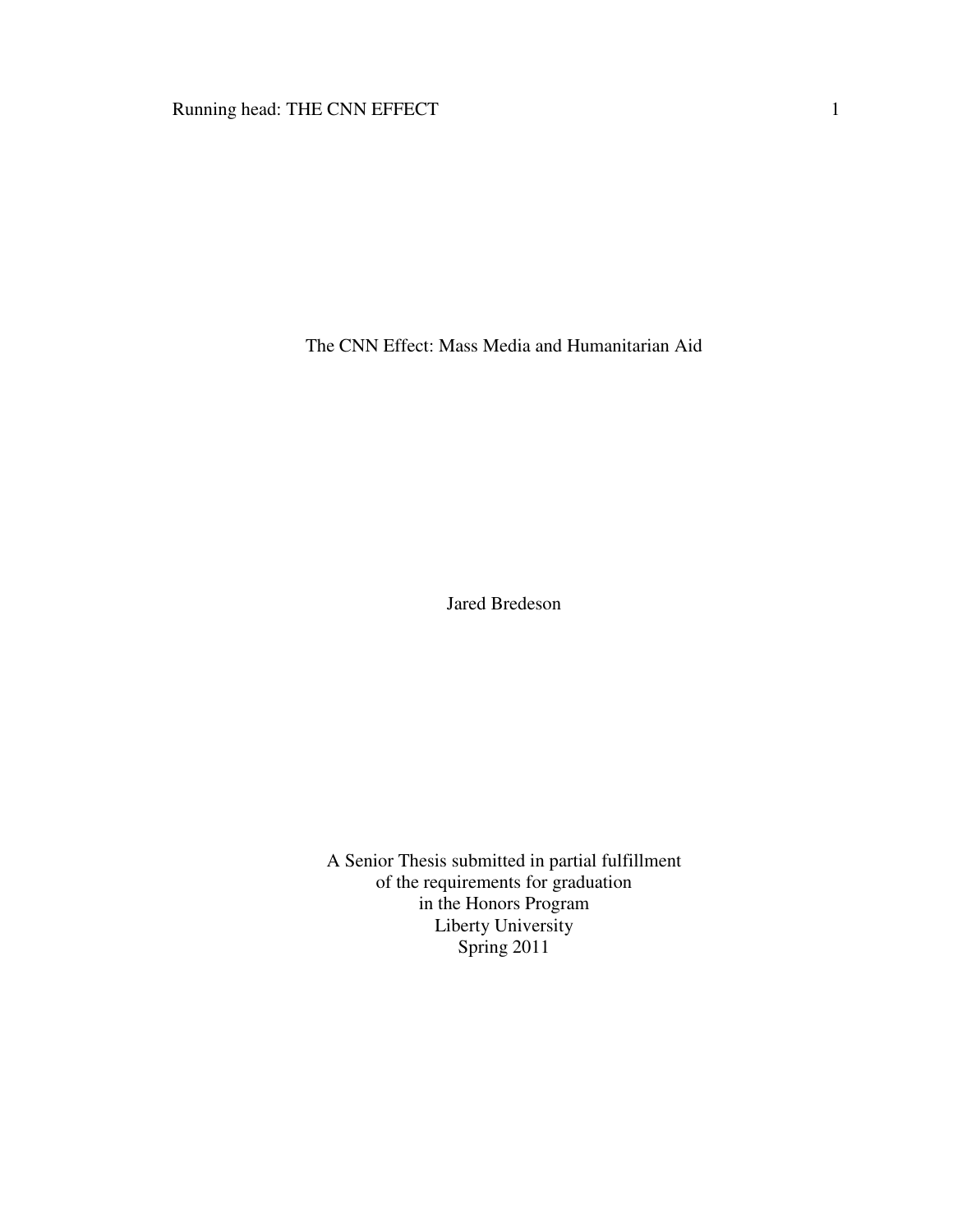# The CNN Effect: Mass Media and Humanitarian Aid

Jared Bredeson

A Senior Thesis submitted in partial fulfillment
of the requirements for graduation
in the Honors Program
Liberty University
Spring 2011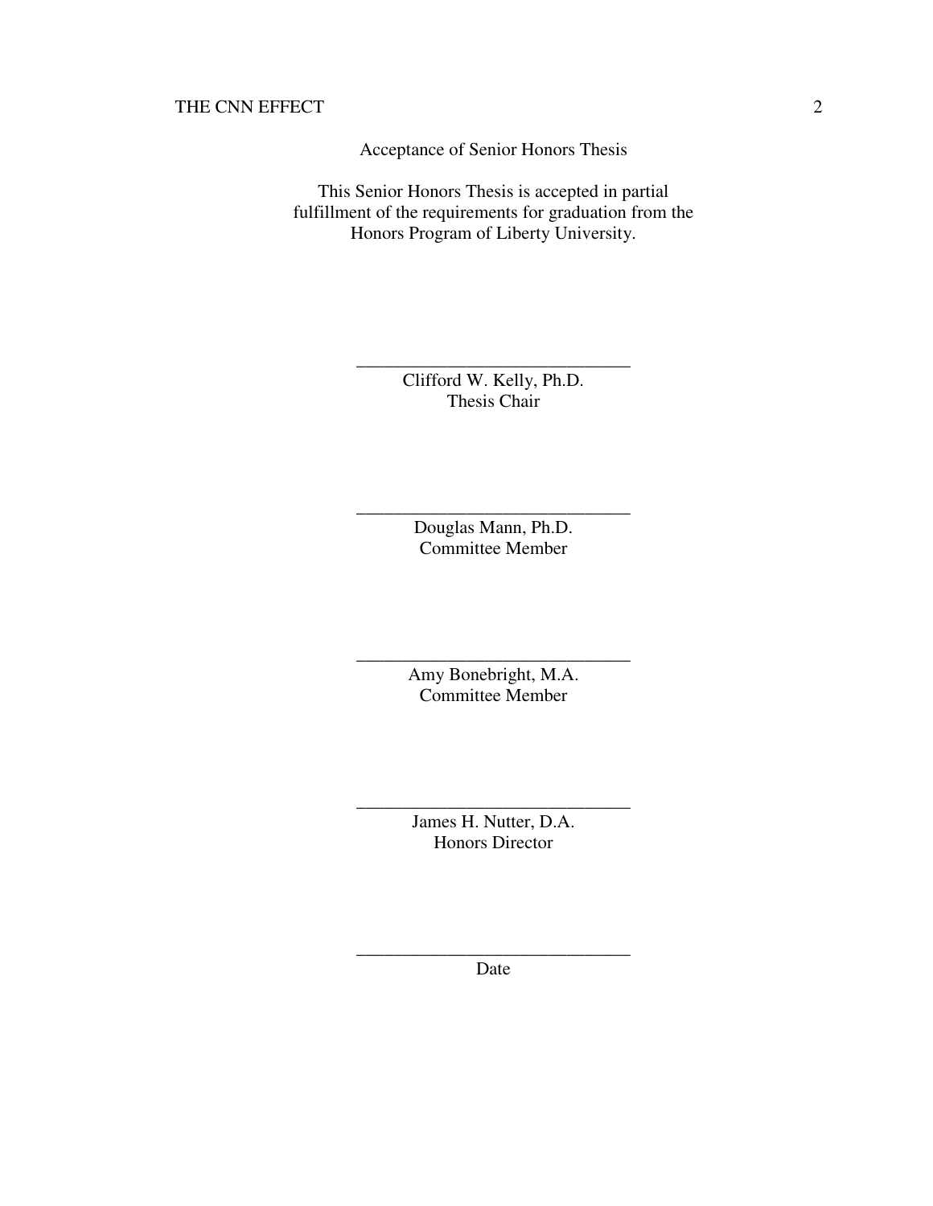Acceptance of Senior Honors Thesis

This Senior Honors Thesis is accepted in partial fulfillment of the requirements for graduation from the Honors Program of Liberty University.

______________________________
Clifford W. Kelly, Ph.D.
Thesis Chair

______________________________
Douglas Mann, Ph.D.
Committee Member

______________________________
Amy Bonebright, M.A.
Committee Member

______________________________
James H. Nutter, D.A.
Honors Director

______________________________
Date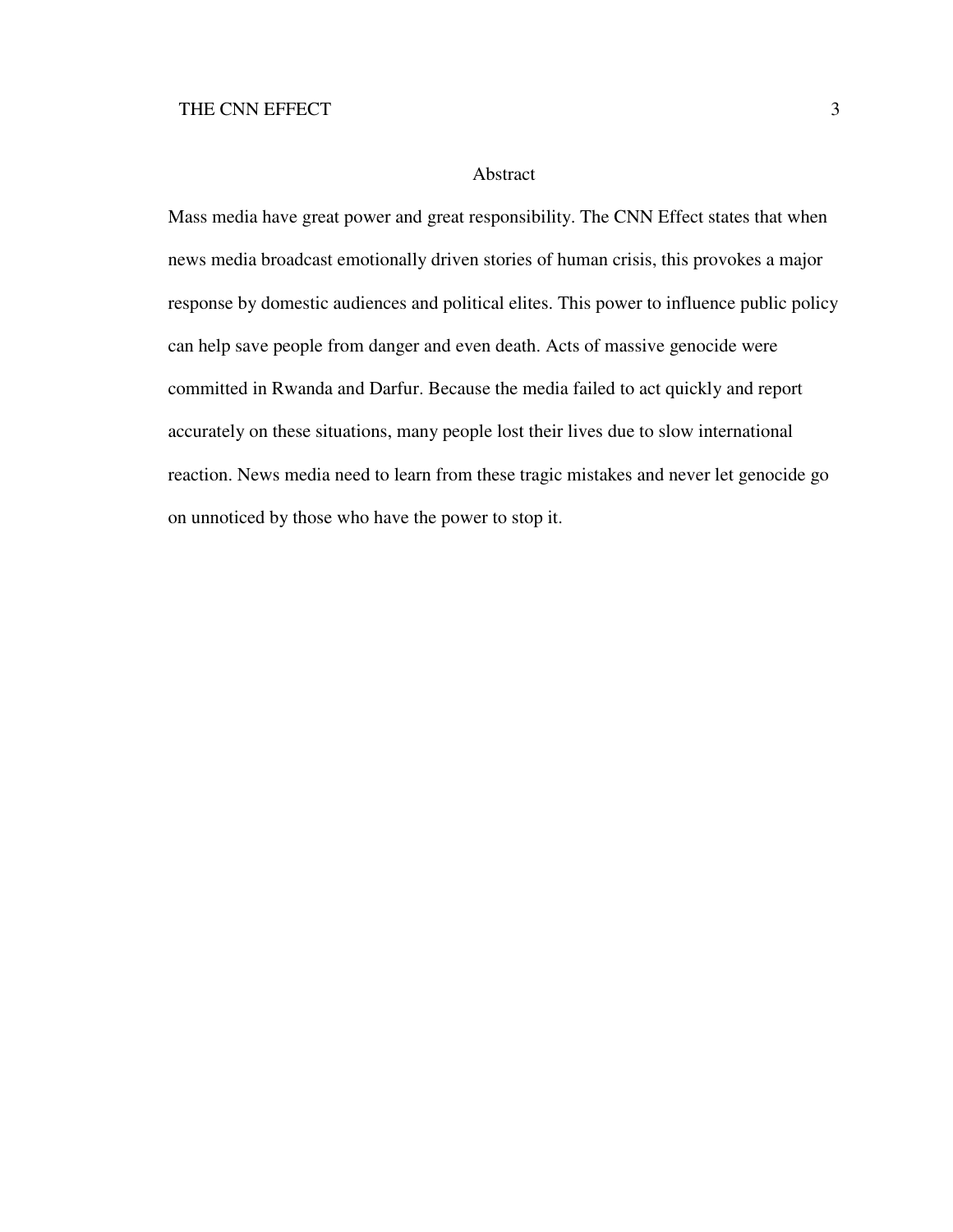# Abstract

Mass media have great power and great responsibility. The CNN Effect states that when news media broadcast emotionally driven stories of human crisis, this provokes a major response by domestic audiences and political elites. This power to influence public policy can help save people from danger and even death. Acts of massive genocide were committed in Rwanda and Darfur. Because the media failed to act quickly and report accurately on these situations, many people lost their lives due to slow international reaction. News media need to learn from these tragic mistakes and never let genocide go on unnoticed by those who have the power to stop it.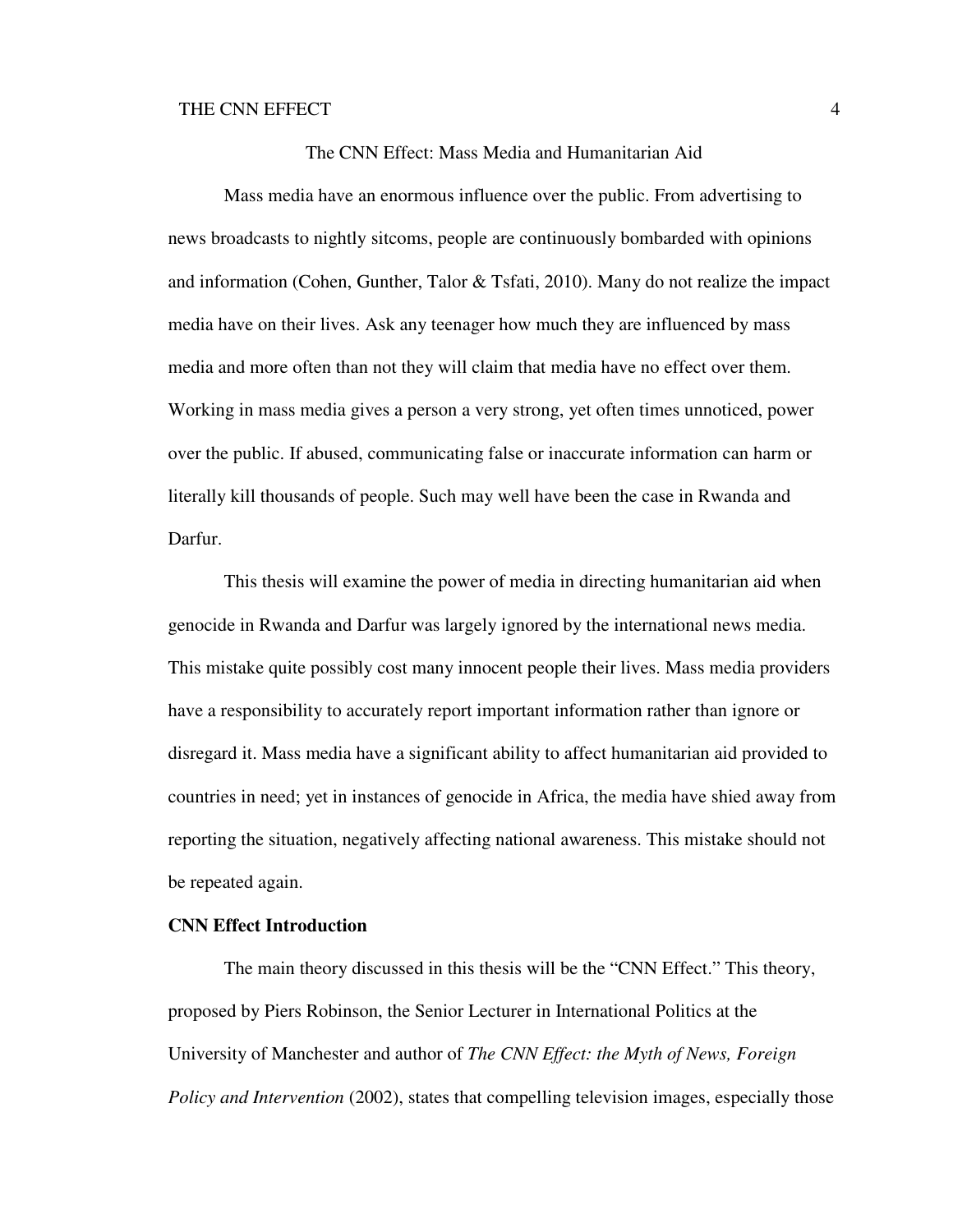The CNN Effect: Mass Media and Humanitarian Aid

Mass media have an enormous influence over the public. From advertising to news broadcasts to nightly sitcoms, people are continuously bombarded with opinions and information (Cohen, Gunther, Talor & Tsfati, 2010). Many do not realize the impact media have on their lives. Ask any teenager how much they are influenced by mass media and more often than not they will claim that media have no effect over them. Working in mass media gives a person a very strong, yet often times unnoticed, power over the public. If abused, communicating false or inaccurate information can harm or literally kill thousands of people. Such may well have been the case in Rwanda and Darfur.

This thesis will examine the power of media in directing humanitarian aid when genocide in Rwanda and Darfur was largely ignored by the international news media. This mistake quite possibly cost many innocent people their lives. Mass media providers have a responsibility to accurately report important information rather than ignore or disregard it. Mass media have a significant ability to affect humanitarian aid provided to countries in need; yet in instances of genocide in Africa, the media have shied away from reporting the situation, negatively affecting national awareness. This mistake should not be repeated again.

**CNN Effect Introduction**

The main theory discussed in this thesis will be the "CNN Effect." This theory, proposed by Piers Robinson, the Senior Lecturer in International Politics at the University of Manchester and author of *The CNN Effect: the Myth of News, Foreign Policy and Intervention* (2002), states that compelling television images, especially those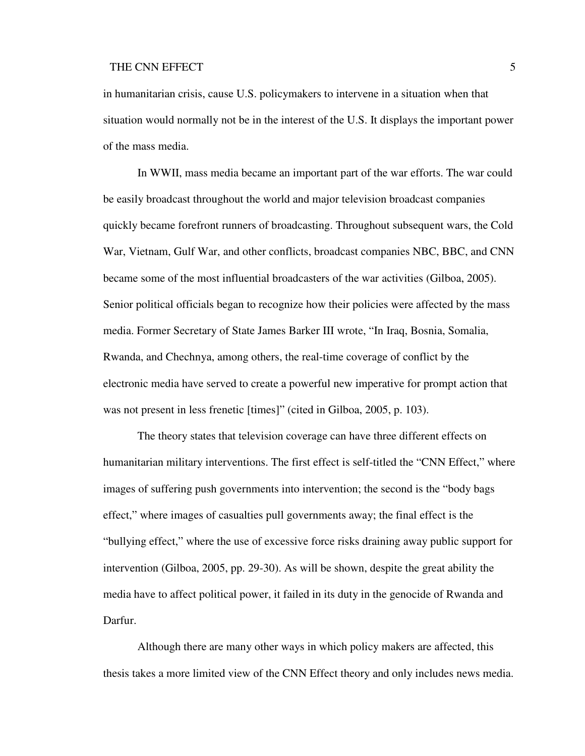in humanitarian crisis, cause U.S. policymakers to intervene in a situation when that situation would normally not be in the interest of the U.S. It displays the important power of the mass media.

In WWII, mass media became an important part of the war efforts. The war could be easily broadcast throughout the world and major television broadcast companies quickly became forefront runners of broadcasting. Throughout subsequent wars, the Cold War, Vietnam, Gulf War, and other conflicts, broadcast companies NBC, BBC, and CNN became some of the most influential broadcasters of the war activities (Gilboa, 2005). Senior political officials began to recognize how their policies were affected by the mass media. Former Secretary of State James Barker III wrote, "In Iraq, Bosnia, Somalia, Rwanda, and Chechnya, among others, the real-time coverage of conflict by the electronic media have served to create a powerful new imperative for prompt action that was not present in less frenetic [times]" (cited in Gilboa, 2005, p. 103).

The theory states that television coverage can have three different effects on humanitarian military interventions. The first effect is self-titled the "CNN Effect," where images of suffering push governments into intervention; the second is the "body bags effect," where images of casualties pull governments away; the final effect is the "bullying effect," where the use of excessive force risks draining away public support for intervention (Gilboa, 2005, pp. 29-30). As will be shown, despite the great ability the media have to affect political power, it failed in its duty in the genocide of Rwanda and Darfur.

Although there are many other ways in which policy makers are affected, this thesis takes a more limited view of the CNN Effect theory and only includes news media.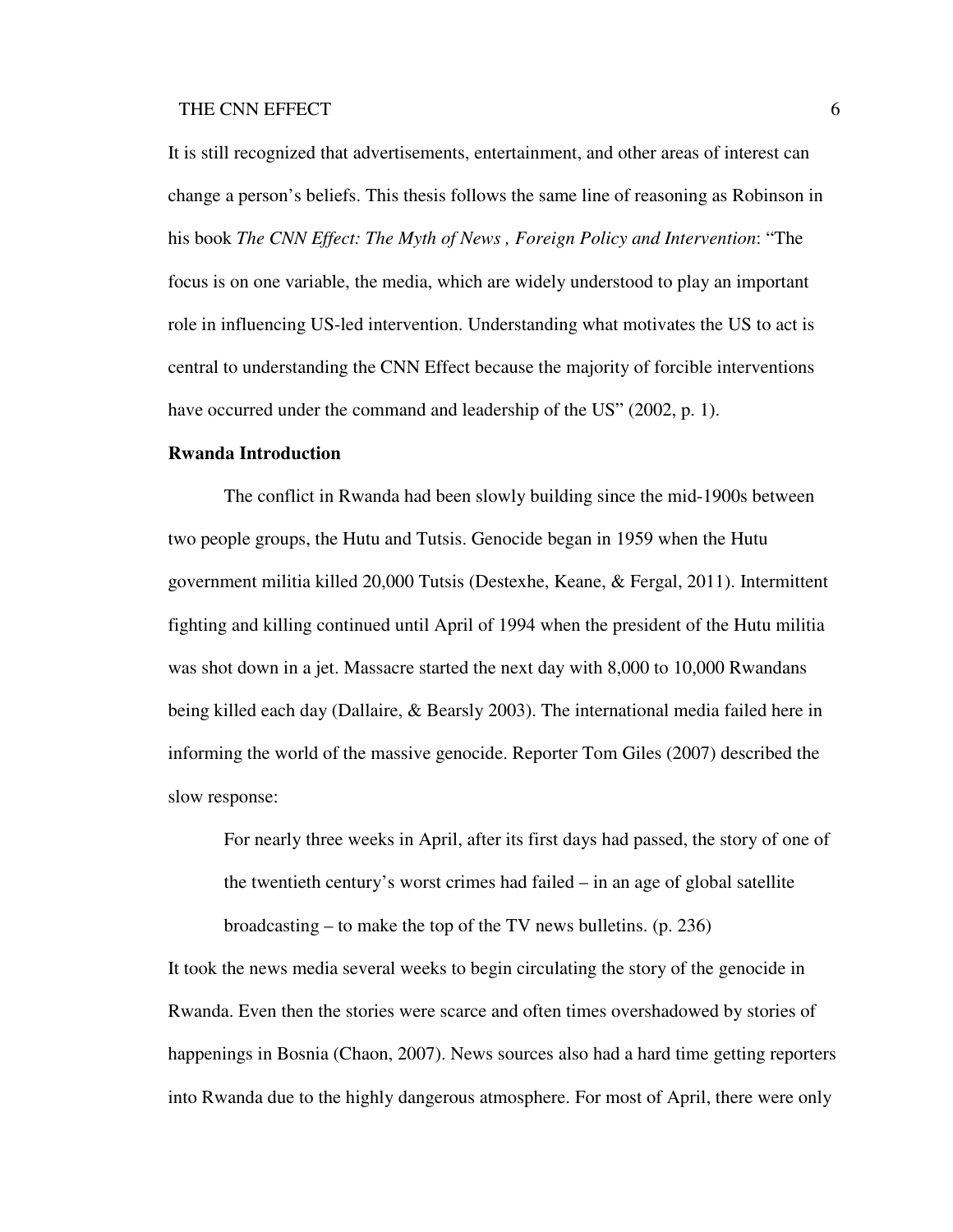It is still recognized that advertisements, entertainment, and other areas of interest can change a person's beliefs. This thesis follows the same line of reasoning as Robinson in his book *The CNN Effect: The Myth of News , Foreign Policy and Intervention*: "The focus is on one variable, the media, which are widely understood to play an important role in influencing US-led intervention. Understanding what motivates the US to act is central to understanding the CNN Effect because the majority of forcible interventions have occurred under the command and leadership of the US" (2002, p. 1).

**Rwanda Introduction**

The conflict in Rwanda had been slowly building since the mid-1900s between two people groups, the Hutu and Tutsis. Genocide began in 1959 when the Hutu government militia killed 20,000 Tutsis (Destexhe, Keane, & Fergal, 2011). Intermittent fighting and killing continued until April of 1994 when the president of the Hutu militia was shot down in a jet. Massacre started the next day with 8,000 to 10,000 Rwandans being killed each day (Dallaire, & Bearsly 2003). The international media failed here in informing the world of the massive genocide. Reporter Tom Giles (2007) described the slow response:

> For nearly three weeks in April, after its first days had passed, the story of one of the twentieth century's worst crimes had failed – in an age of global satellite broadcasting – to make the top of the TV news bulletins. (p. 236)

It took the news media several weeks to begin circulating the story of the genocide in Rwanda. Even then the stories were scarce and often times overshadowed by stories of happenings in Bosnia (Chaon, 2007). News sources also had a hard time getting reporters into Rwanda due to the highly dangerous atmosphere. For most of April, there were only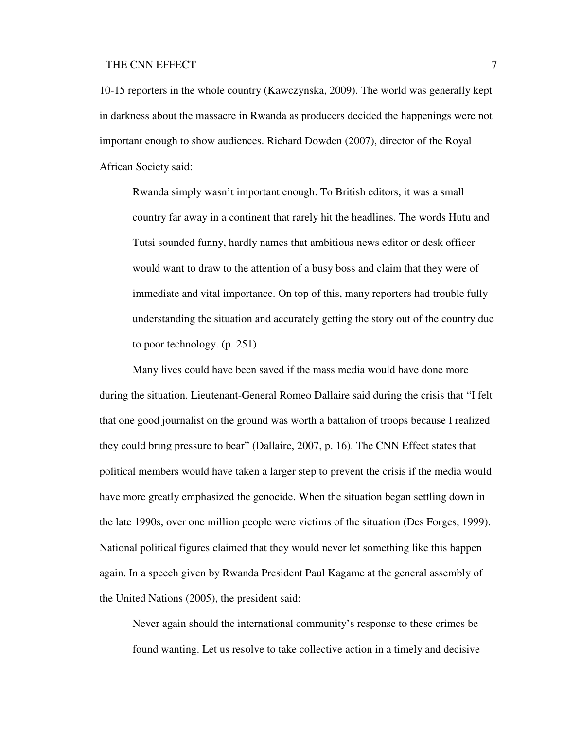10-15 reporters in the whole country (Kawczynska, 2009). The world was generally kept in darkness about the massacre in Rwanda as producers decided the happenings were not important enough to show audiences. Richard Dowden (2007), director of the Royal African Society said:

> Rwanda simply wasn't important enough. To British editors, it was a small country far away in a continent that rarely hit the headlines. The words Hutu and Tutsi sounded funny, hardly names that ambitious news editor or desk officer would want to draw to the attention of a busy boss and claim that they were of immediate and vital importance. On top of this, many reporters had trouble fully understanding the situation and accurately getting the story out of the country due to poor technology. (p. 251)

Many lives could have been saved if the mass media would have done more during the situation. Lieutenant-General Romeo Dallaire said during the crisis that "I felt that one good journalist on the ground was worth a battalion of troops because I realized they could bring pressure to bear" (Dallaire, 2007, p. 16). The CNN Effect states that political members would have taken a larger step to prevent the crisis if the media would have more greatly emphasized the genocide. When the situation began settling down in the late 1990s, over one million people were victims of the situation (Des Forges, 1999). National political figures claimed that they would never let something like this happen again. In a speech given by Rwanda President Paul Kagame at the general assembly of the United Nations (2005), the president said:

> Never again should the international community's response to these crimes be found wanting. Let us resolve to take collective action in a timely and decisive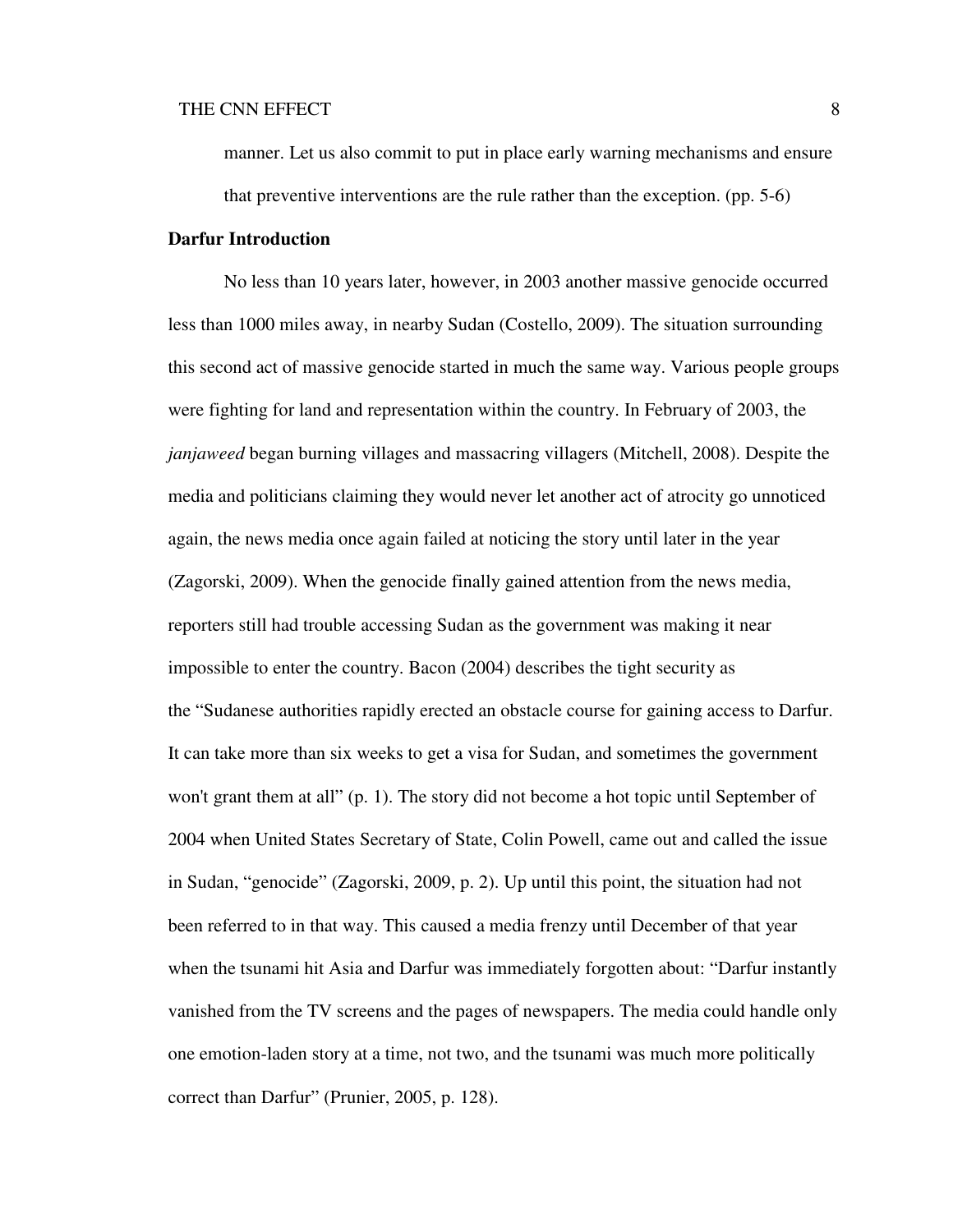> manner. Let us also commit to put in place early warning mechanisms and ensure that preventive interventions are the rule rather than the exception. (pp. 5-6)

**Darfur Introduction**

No less than 10 years later, however, in 2003 another massive genocide occurred less than 1000 miles away, in nearby Sudan (Costello, 2009). The situation surrounding this second act of massive genocide started in much the same way. Various people groups were fighting for land and representation within the country. In February of 2003, the *janjaweed* began burning villages and massacring villagers (Mitchell, 2008). Despite the media and politicians claiming they would never let another act of atrocity go unnoticed again, the news media once again failed at noticing the story until later in the year (Zagorski, 2009). When the genocide finally gained attention from the news media, reporters still had trouble accessing Sudan as the government was making it near impossible to enter the country. Bacon (2004) describes the tight security as the "Sudanese authorities rapidly erected an obstacle course for gaining access to Darfur. It can take more than six weeks to get a visa for Sudan, and sometimes the government won't grant them at all" (p. 1). The story did not become a hot topic until September of 2004 when United States Secretary of State, Colin Powell, came out and called the issue in Sudan, "genocide" (Zagorski, 2009, p. 2). Up until this point, the situation had not been referred to in that way. This caused a media frenzy until December of that year when the tsunami hit Asia and Darfur was immediately forgotten about: "Darfur instantly vanished from the TV screens and the pages of newspapers. The media could handle only one emotion-laden story at a time, not two, and the tsunami was much more politically correct than Darfur" (Prunier, 2005, p. 128).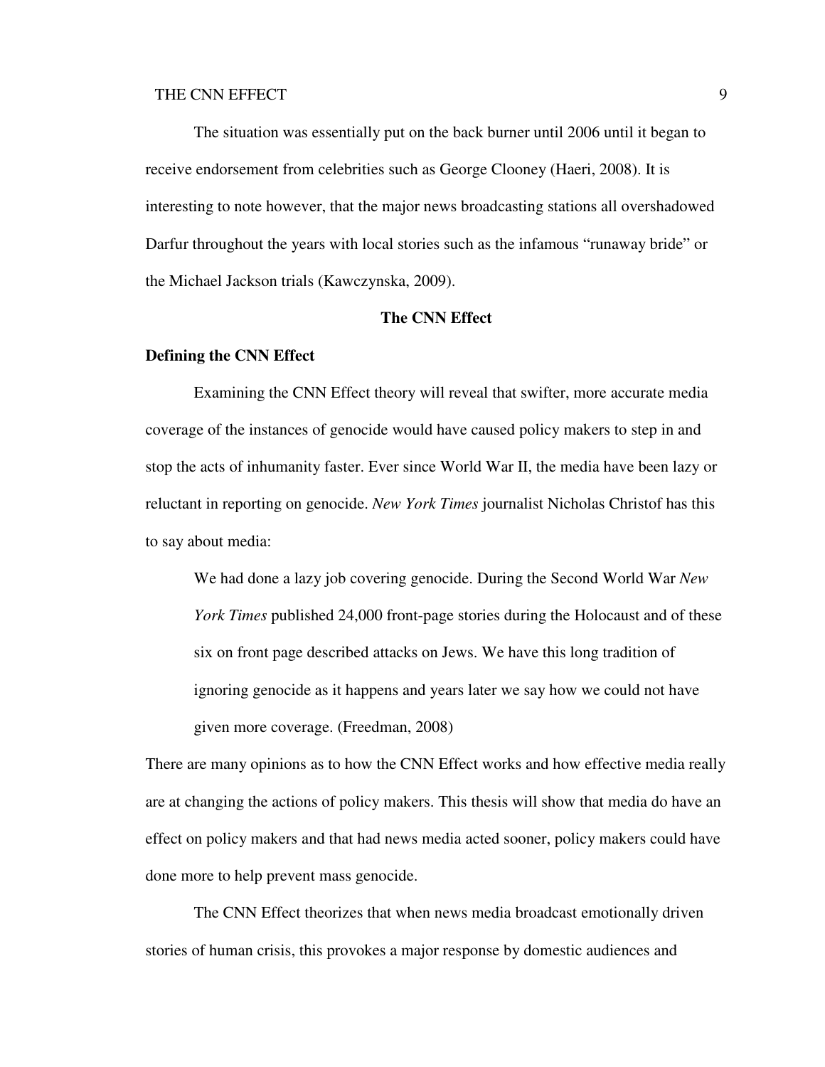The situation was essentially put on the back burner until 2006 until it began to receive endorsement from celebrities such as George Clooney (Haeri, 2008). It is interesting to note however, that the major news broadcasting stations all overshadowed Darfur throughout the years with local stories such as the infamous “runaway bride” or the Michael Jackson trials (Kawczynska, 2009).

## The CNN Effect

### Defining the CNN Effect

Examining the CNN Effect theory will reveal that swifter, more accurate media coverage of the instances of genocide would have caused policy makers to step in and stop the acts of inhumanity faster. Ever since World War II, the media have been lazy or reluctant in reporting on genocide. *New York Times* journalist Nicholas Christof has this to say about media:

> We had done a lazy job covering genocide. During the Second World War *New York Times* published 24,000 front-page stories during the Holocaust and of these six on front page described attacks on Jews. We have this long tradition of ignoring genocide as it happens and years later we say how we could not have given more coverage. (Freedman, 2008)

There are many opinions as to how the CNN Effect works and how effective media really are at changing the actions of policy makers. This thesis will show that media do have an effect on policy makers and that had news media acted sooner, policy makers could have done more to help prevent mass genocide.

The CNN Effect theorizes that when news media broadcast emotionally driven stories of human crisis, this provokes a major response by domestic audiences and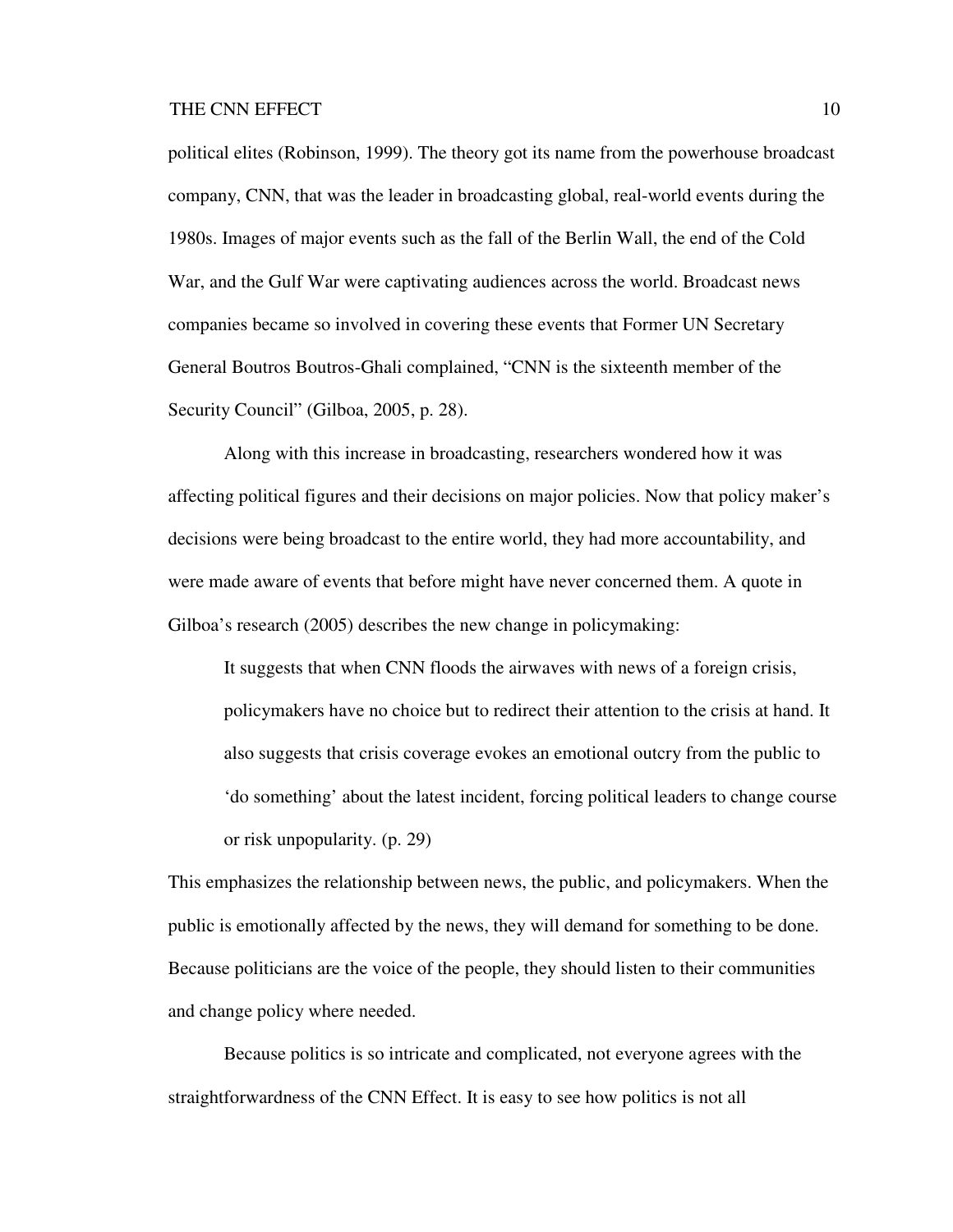political elites (Robinson, 1999). The theory got its name from the powerhouse broadcast company, CNN, that was the leader in broadcasting global, real-world events during the 1980s. Images of major events such as the fall of the Berlin Wall, the end of the Cold War, and the Gulf War were captivating audiences across the world. Broadcast news companies became so involved in covering these events that Former UN Secretary General Boutros Boutros-Ghali complained, "CNN is the sixteenth member of the Security Council" (Gilboa, 2005, p. 28).

Along with this increase in broadcasting, researchers wondered how it was affecting political figures and their decisions on major policies. Now that policy maker's decisions were being broadcast to the entire world, they had more accountability, and were made aware of events that before might have never concerned them. A quote in Gilboa's research (2005) describes the new change in policymaking:

> It suggests that when CNN floods the airwaves with news of a foreign crisis, policymakers have no choice but to redirect their attention to the crisis at hand. It also suggests that crisis coverage evokes an emotional outcry from the public to 'do something' about the latest incident, forcing political leaders to change course or risk unpopularity. (p. 29)

This emphasizes the relationship between news, the public, and policymakers. When the public is emotionally affected by the news, they will demand for something to be done. Because politicians are the voice of the people, they should listen to their communities and change policy where needed.

Because politics is so intricate and complicated, not everyone agrees with the straightforwardness of the CNN Effect. It is easy to see how politics is not all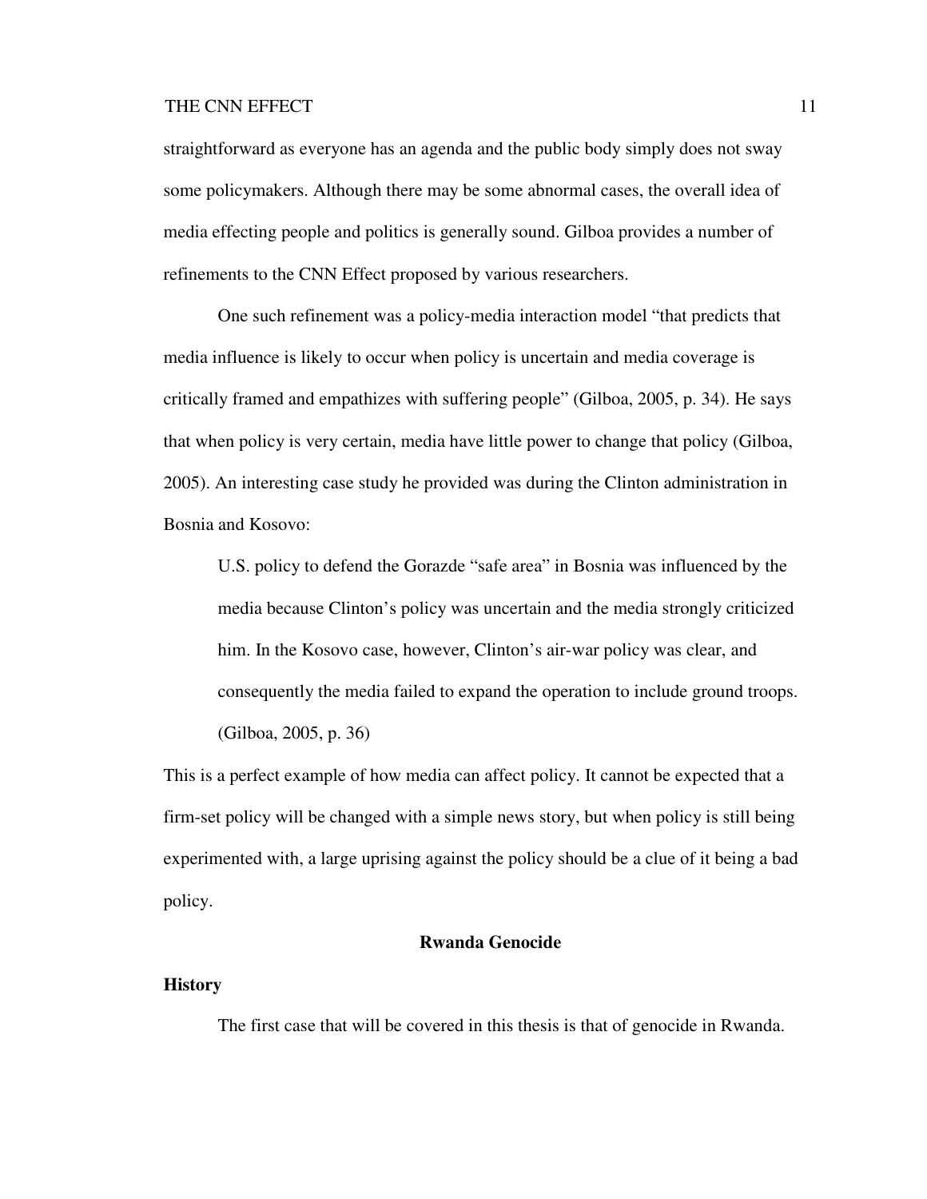straightforward as everyone has an agenda and the public body simply does not sway some policymakers. Although there may be some abnormal cases, the overall idea of media effecting people and politics is generally sound. Gilboa provides a number of refinements to the CNN Effect proposed by various researchers.

One such refinement was a policy-media interaction model "that predicts that media influence is likely to occur when policy is uncertain and media coverage is critically framed and empathizes with suffering people" (Gilboa, 2005, p. 34). He says that when policy is very certain, media have little power to change that policy (Gilboa, 2005). An interesting case study he provided was during the Clinton administration in Bosnia and Kosovo:

> U.S. policy to defend the Gorazde "safe area" in Bosnia was influenced by the media because Clinton's policy was uncertain and the media strongly criticized him. In the Kosovo case, however, Clinton's air-war policy was clear, and consequently the media failed to expand the operation to include ground troops. (Gilboa, 2005, p. 36)

This is a perfect example of how media can affect policy. It cannot be expected that a firm-set policy will be changed with a simple news story, but when policy is still being experimented with, a large uprising against the policy should be a clue of it being a bad policy.

## Rwanda Genocide

### History

The first case that will be covered in this thesis is that of genocide in Rwanda.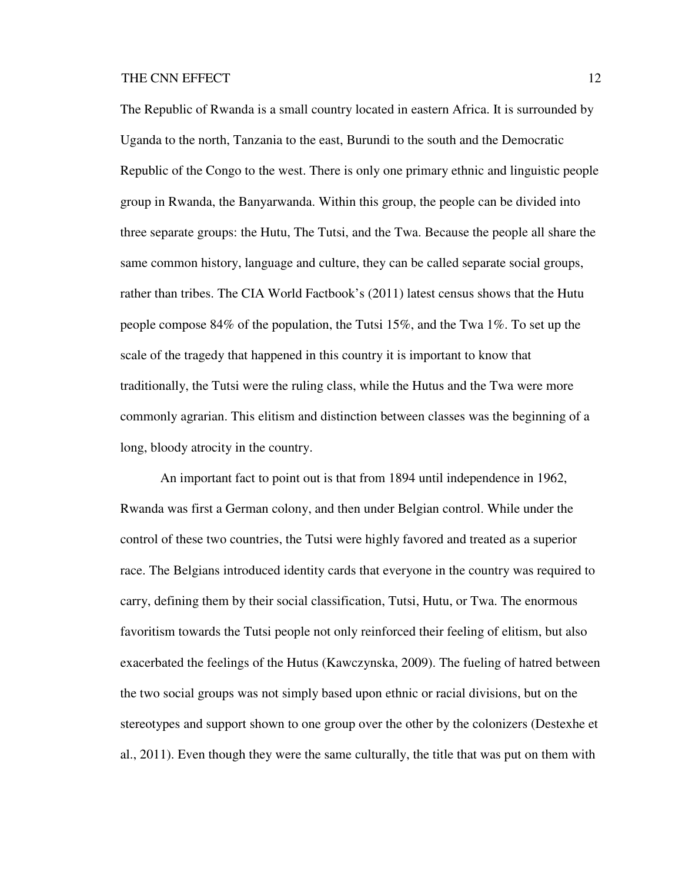The Republic of Rwanda is a small country located in eastern Africa. It is surrounded by Uganda to the north, Tanzania to the east, Burundi to the south and the Democratic Republic of the Congo to the west. There is only one primary ethnic and linguistic people group in Rwanda, the Banyarwanda. Within this group, the people can be divided into three separate groups: the Hutu, The Tutsi, and the Twa. Because the people all share the same common history, language and culture, they can be called separate social groups, rather than tribes. The CIA World Factbook's (2011) latest census shows that the Hutu people compose 84% of the population, the Tutsi 15%, and the Twa 1%. To set up the scale of the tragedy that happened in this country it is important to know that traditionally, the Tutsi were the ruling class, while the Hutus and the Twa were more commonly agrarian. This elitism and distinction between classes was the beginning of a long, bloody atrocity in the country.

An important fact to point out is that from 1894 until independence in 1962, Rwanda was first a German colony, and then under Belgian control. While under the control of these two countries, the Tutsi were highly favored and treated as a superior race. The Belgians introduced identity cards that everyone in the country was required to carry, defining them by their social classification, Tutsi, Hutu, or Twa. The enormous favoritism towards the Tutsi people not only reinforced their feeling of elitism, but also exacerbated the feelings of the Hutus (Kawczynska, 2009). The fueling of hatred between the two social groups was not simply based upon ethnic or racial divisions, but on the stereotypes and support shown to one group over the other by the colonizers (Destexhe et al., 2011). Even though they were the same culturally, the title that was put on them with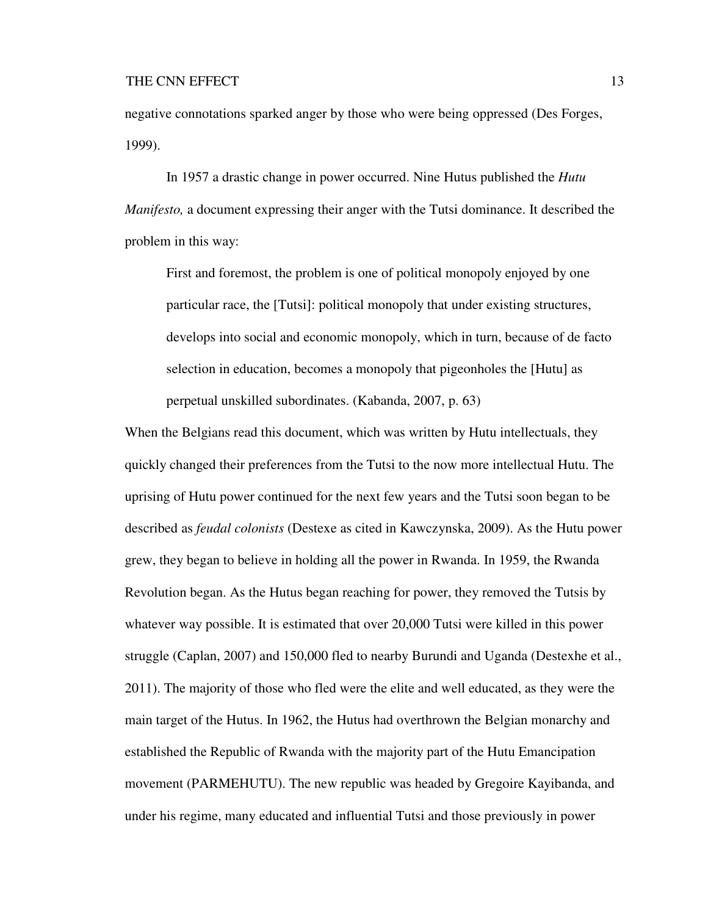negative connotations sparked anger by those who were being oppressed (Des Forges, 1999).

In 1957 a drastic change in power occurred. Nine Hutus published the *Hutu Manifesto,* a document expressing their anger with the Tutsi dominance. It described the problem in this way:

> First and foremost, the problem is one of political monopoly enjoyed by one particular race, the [Tutsi]: political monopoly that under existing structures, develops into social and economic monopoly, which in turn, because of de facto selection in education, becomes a monopoly that pigeonholes the [Hutu] as perpetual unskilled subordinates. (Kabanda, 2007, p. 63)

When the Belgians read this document, which was written by Hutu intellectuals, they quickly changed their preferences from the Tutsi to the now more intellectual Hutu. The uprising of Hutu power continued for the next few years and the Tutsi soon began to be described as *feudal colonists* (Destexe as cited in Kawczynska, 2009). As the Hutu power grew, they began to believe in holding all the power in Rwanda. In 1959, the Rwanda Revolution began. As the Hutus began reaching for power, they removed the Tutsis by whatever way possible. It is estimated that over 20,000 Tutsi were killed in this power struggle (Caplan, 2007) and 150,000 fled to nearby Burundi and Uganda (Destexhe et al., 2011). The majority of those who fled were the elite and well educated, as they were the main target of the Hutus. In 1962, the Hutus had overthrown the Belgian monarchy and established the Republic of Rwanda with the majority part of the Hutu Emancipation movement (PARMEHUTU). The new republic was headed by Gregoire Kayibanda, and under his regime, many educated and influential Tutsi and those previously in power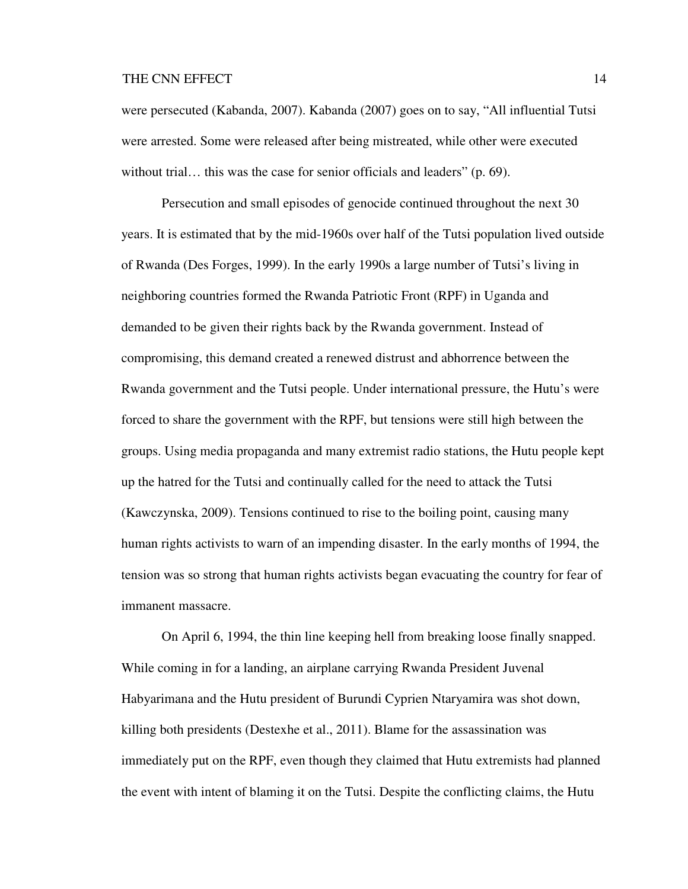were persecuted (Kabanda, 2007). Kabanda (2007) goes on to say, "All influential Tutsi were arrested. Some were released after being mistreated, while other were executed without trial… this was the case for senior officials and leaders" (p. 69).

Persecution and small episodes of genocide continued throughout the next 30 years. It is estimated that by the mid-1960s over half of the Tutsi population lived outside of Rwanda (Des Forges, 1999). In the early 1990s a large number of Tutsi's living in neighboring countries formed the Rwanda Patriotic Front (RPF) in Uganda and demanded to be given their rights back by the Rwanda government. Instead of compromising, this demand created a renewed distrust and abhorrence between the Rwanda government and the Tutsi people. Under international pressure, the Hutu's were forced to share the government with the RPF, but tensions were still high between the groups. Using media propaganda and many extremist radio stations, the Hutu people kept up the hatred for the Tutsi and continually called for the need to attack the Tutsi (Kawczynska, 2009). Tensions continued to rise to the boiling point, causing many human rights activists to warn of an impending disaster. In the early months of 1994, the tension was so strong that human rights activists began evacuating the country for fear of immanent massacre.

On April 6, 1994, the thin line keeping hell from breaking loose finally snapped. While coming in for a landing, an airplane carrying Rwanda President Juvenal Habyarimana and the Hutu president of Burundi Cyprien Ntaryamira was shot down, killing both presidents (Destexhe et al., 2011). Blame for the assassination was immediately put on the RPF, even though they claimed that Hutu extremists had planned the event with intent of blaming it on the Tutsi. Despite the conflicting claims, the Hutu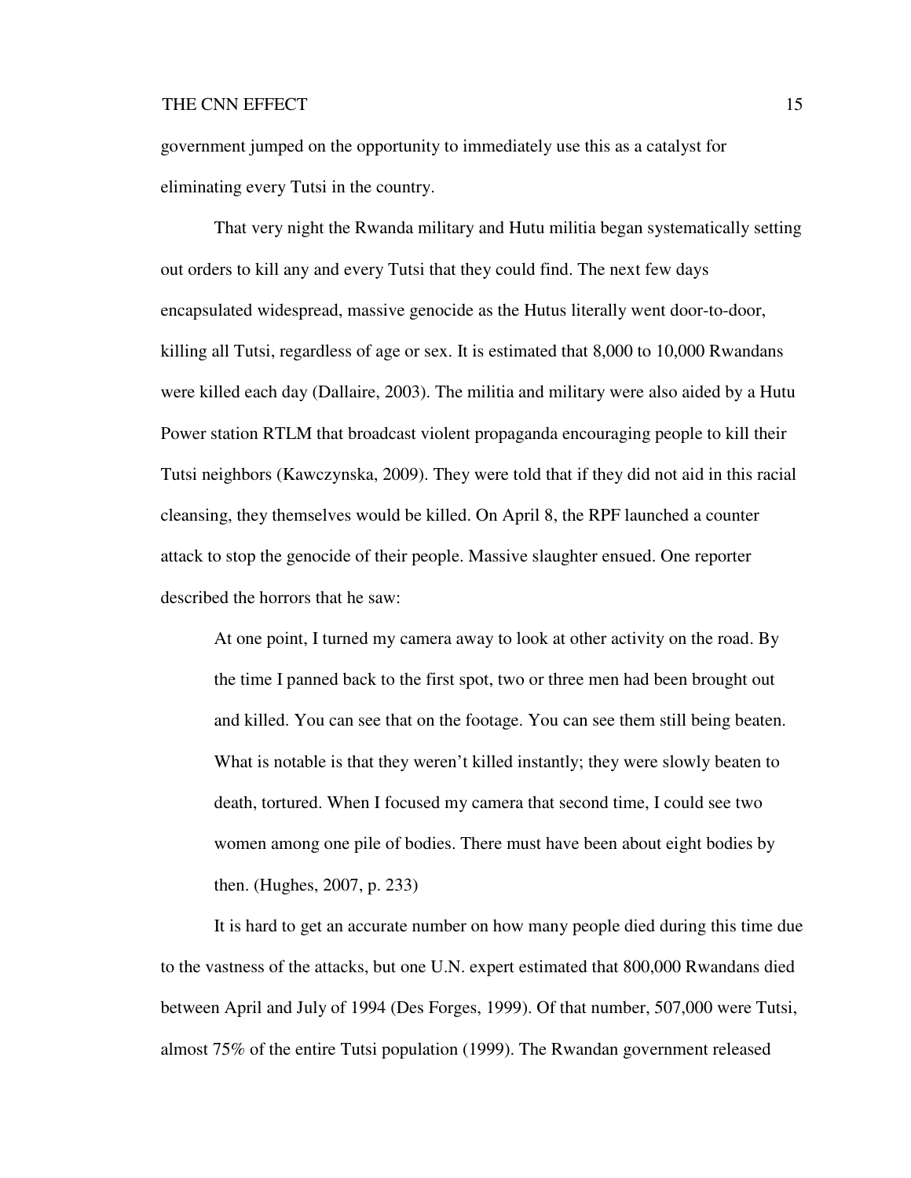government jumped on the opportunity to immediately use this as a catalyst for eliminating every Tutsi in the country.

That very night the Rwanda military and Hutu militia began systematically setting out orders to kill any and every Tutsi that they could find. The next few days encapsulated widespread, massive genocide as the Hutus literally went door-to-door, killing all Tutsi, regardless of age or sex. It is estimated that 8,000 to 10,000 Rwandans were killed each day (Dallaire, 2003). The militia and military were also aided by a Hutu Power station RTLM that broadcast violent propaganda encouraging people to kill their Tutsi neighbors (Kawczynska, 2009). They were told that if they did not aid in this racial cleansing, they themselves would be killed. On April 8, the RPF launched a counter attack to stop the genocide of their people. Massive slaughter ensued. One reporter described the horrors that he saw:

> At one point, I turned my camera away to look at other activity on the road. By the time I panned back to the first spot, two or three men had been brought out and killed. You can see that on the footage. You can see them still being beaten. What is notable is that they weren't killed instantly; they were slowly beaten to death, tortured. When I focused my camera that second time, I could see two women among one pile of bodies. There must have been about eight bodies by then. (Hughes, 2007, p. 233)

It is hard to get an accurate number on how many people died during this time due to the vastness of the attacks, but one U.N. expert estimated that 800,000 Rwandans died between April and July of 1994 (Des Forges, 1999). Of that number, 507,000 were Tutsi, almost 75% of the entire Tutsi population (1999). The Rwandan government released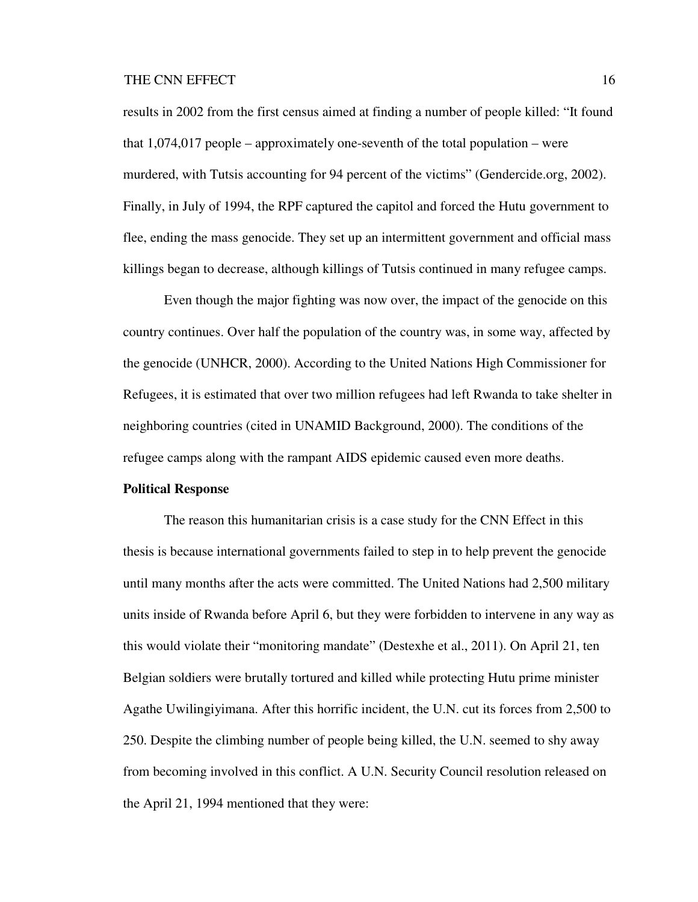results in 2002 from the first census aimed at finding a number of people killed: "It found that 1,074,017 people – approximately one-seventh of the total population – were murdered, with Tutsis accounting for 94 percent of the victims" (Gendercide.org, 2002). Finally, in July of 1994, the RPF captured the capitol and forced the Hutu government to flee, ending the mass genocide. They set up an intermittent government and official mass killings began to decrease, although killings of Tutsis continued in many refugee camps.

Even though the major fighting was now over, the impact of the genocide on this country continues. Over half the population of the country was, in some way, affected by the genocide (UNHCR, 2000). According to the United Nations High Commissioner for Refugees, it is estimated that over two million refugees had left Rwanda to take shelter in neighboring countries (cited in UNAMID Background, 2000). The conditions of the refugee camps along with the rampant AIDS epidemic caused even more deaths.

**Political Response**

The reason this humanitarian crisis is a case study for the CNN Effect in this thesis is because international governments failed to step in to help prevent the genocide until many months after the acts were committed. The United Nations had 2,500 military units inside of Rwanda before April 6, but they were forbidden to intervene in any way as this would violate their "monitoring mandate" (Destexhe et al., 2011). On April 21, ten Belgian soldiers were brutally tortured and killed while protecting Hutu prime minister Agathe Uwilingiyimana. After this horrific incident, the U.N. cut its forces from 2,500 to 250. Despite the climbing number of people being killed, the U.N. seemed to shy away from becoming involved in this conflict. A U.N. Security Council resolution released on the April 21, 1994 mentioned that they were: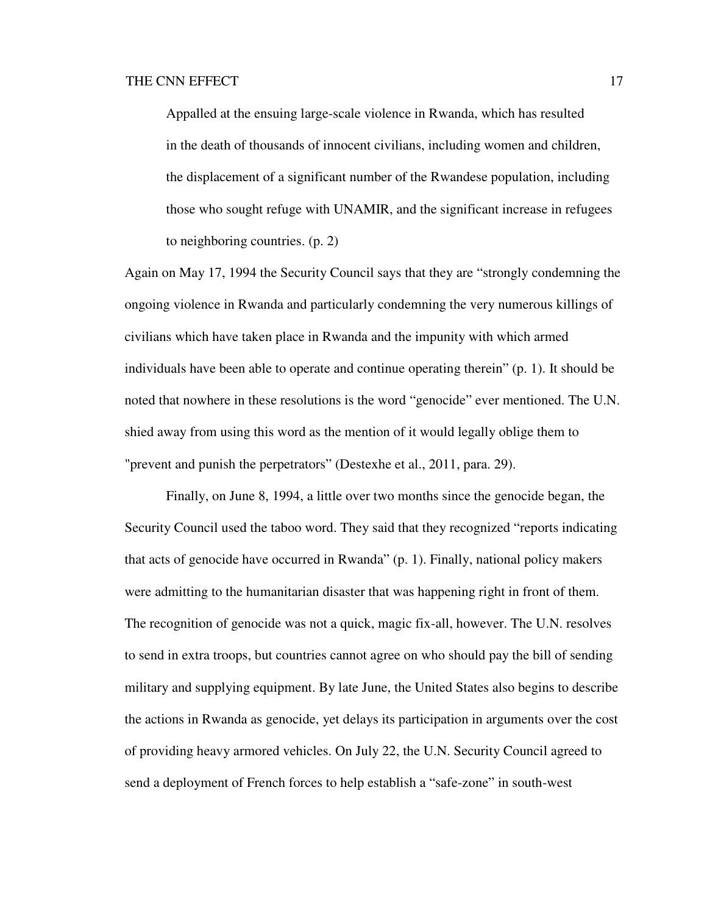> Appalled at the ensuing large-scale violence in Rwanda, which has resulted in the death of thousands of innocent civilians, including women and children, the displacement of a significant number of the Rwandese population, including those who sought refuge with UNAMIR, and the significant increase in refugees to neighboring countries. (p. 2)

Again on May 17, 1994 the Security Council says that they are "strongly condemning the ongoing violence in Rwanda and particularly condemning the very numerous killings of civilians which have taken place in Rwanda and the impunity with which armed individuals have been able to operate and continue operating therein" (p. 1). It should be noted that nowhere in these resolutions is the word "genocide" ever mentioned. The U.N. shied away from using this word as the mention of it would legally oblige them to "prevent and punish the perpetrators" (Destexhe et al., 2011, para. 29).

Finally, on June 8, 1994, a little over two months since the genocide began, the Security Council used the taboo word. They said that they recognized "reports indicating that acts of genocide have occurred in Rwanda" (p. 1). Finally, national policy makers were admitting to the humanitarian disaster that was happening right in front of them. The recognition of genocide was not a quick, magic fix-all, however. The U.N. resolves to send in extra troops, but countries cannot agree on who should pay the bill of sending military and supplying equipment. By late June, the United States also begins to describe the actions in Rwanda as genocide, yet delays its participation in arguments over the cost of providing heavy armored vehicles. On July 22, the U.N. Security Council agreed to send a deployment of French forces to help establish a "safe-zone" in south-west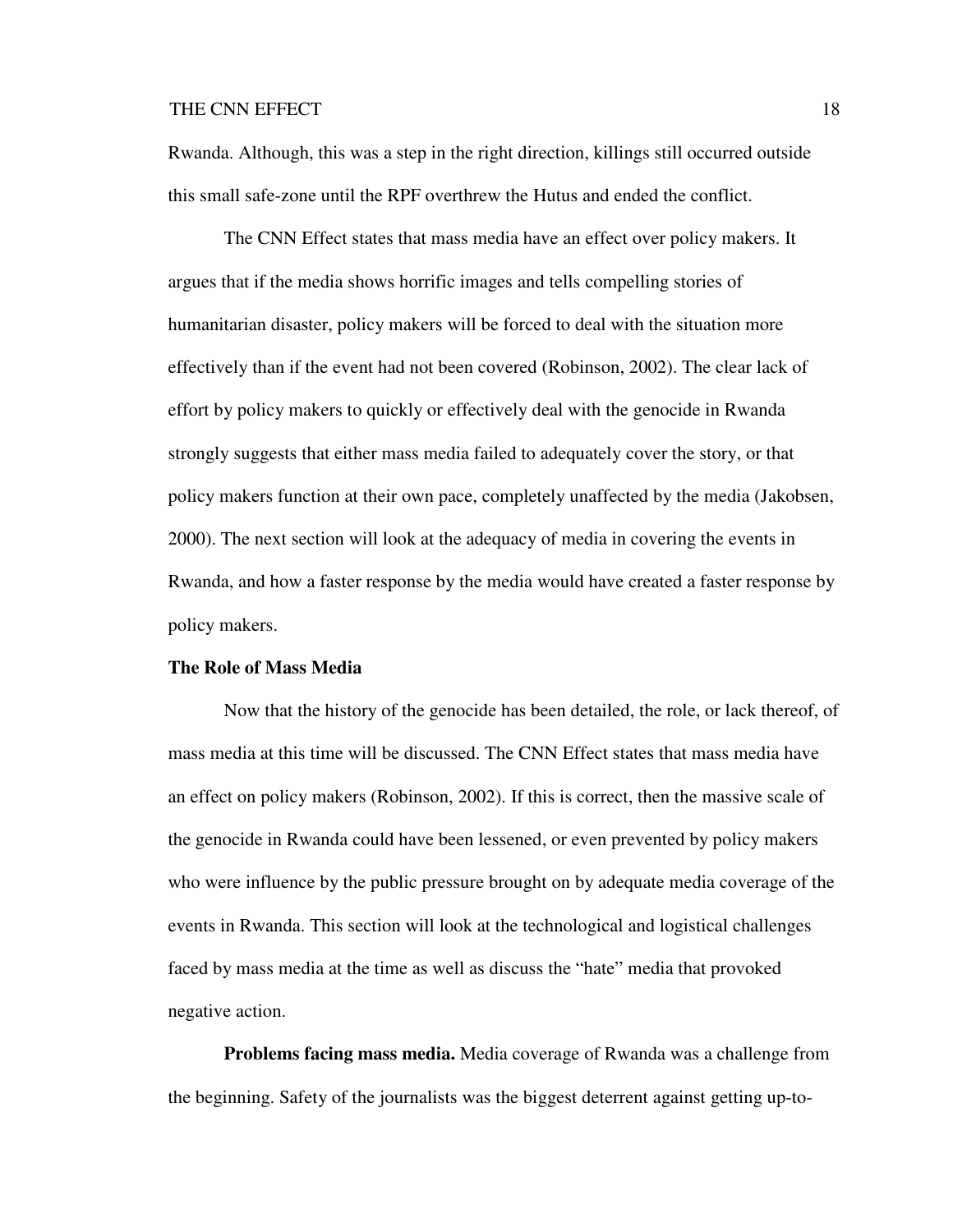Rwanda. Although, this was a step in the right direction, killings still occurred outside this small safe-zone until the RPF overthrew the Hutus and ended the conflict.

The CNN Effect states that mass media have an effect over policy makers. It argues that if the media shows horrific images and tells compelling stories of humanitarian disaster, policy makers will be forced to deal with the situation more effectively than if the event had not been covered (Robinson, 2002). The clear lack of effort by policy makers to quickly or effectively deal with the genocide in Rwanda strongly suggests that either mass media failed to adequately cover the story, or that policy makers function at their own pace, completely unaffected by the media (Jakobsen, 2000). The next section will look at the adequacy of media in covering the events in Rwanda, and how a faster response by the media would have created a faster response by policy makers.

## The Role of Mass Media

Now that the history of the genocide has been detailed, the role, or lack thereof, of mass media at this time will be discussed. The CNN Effect states that mass media have an effect on policy makers (Robinson, 2002). If this is correct, then the massive scale of the genocide in Rwanda could have been lessened, or even prevented by policy makers who were influence by the public pressure brought on by adequate media coverage of the events in Rwanda. This section will look at the technological and logistical challenges faced by mass media at the time as well as discuss the "hate" media that provoked negative action.

**Problems facing mass media.** Media coverage of Rwanda was a challenge from the beginning. Safety of the journalists was the biggest deterrent against getting up-to-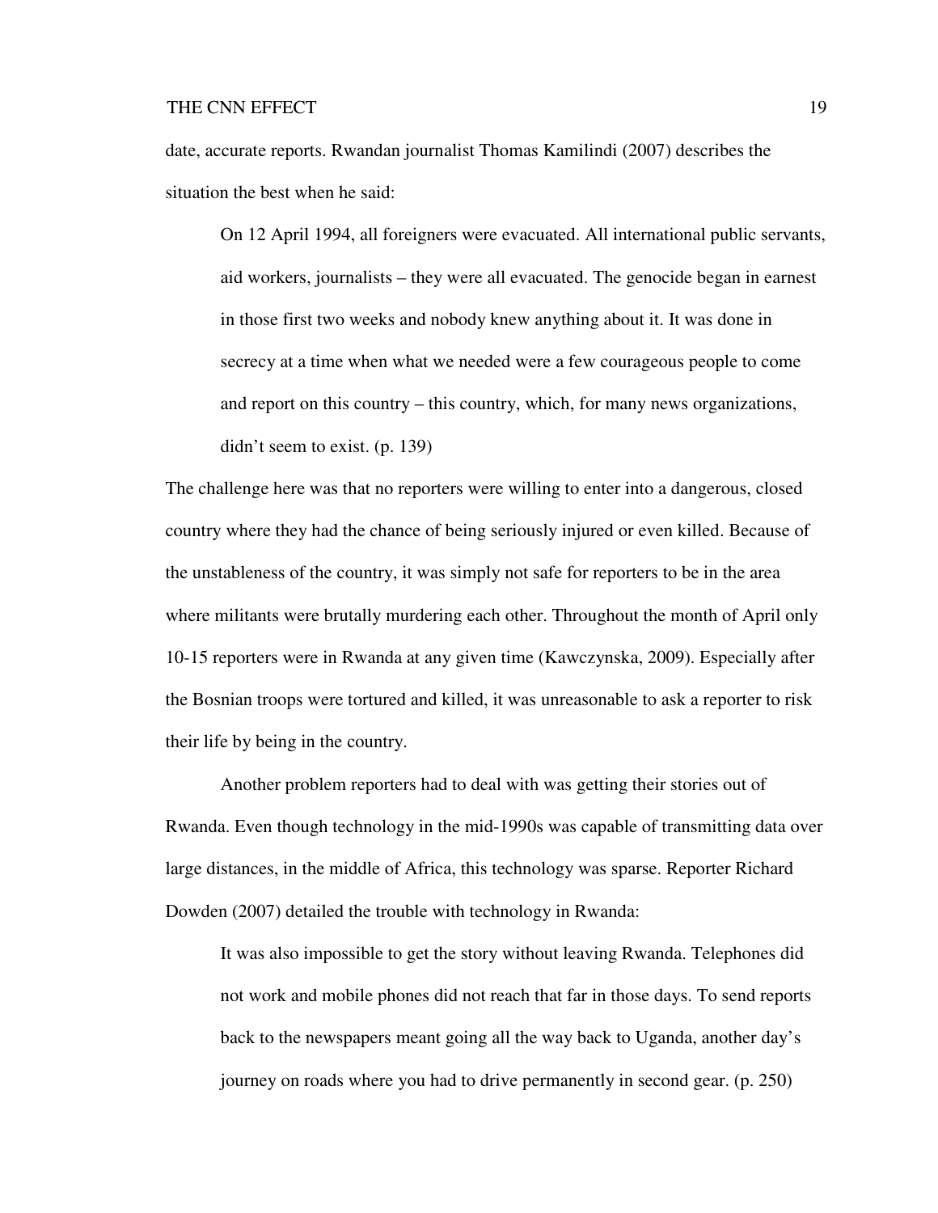date, accurate reports. Rwandan journalist Thomas Kamilindi (2007) describes the situation the best when he said:

> On 12 April 1994, all foreigners were evacuated. All international public servants, aid workers, journalists – they were all evacuated. The genocide began in earnest in those first two weeks and nobody knew anything about it. It was done in secrecy at a time when what we needed were a few courageous people to come and report on this country – this country, which, for many news organizations, didn't seem to exist. (p. 139)

The challenge here was that no reporters were willing to enter into a dangerous, closed country where they had the chance of being seriously injured or even killed. Because of the unstableness of the country, it was simply not safe for reporters to be in the area where militants were brutally murdering each other. Throughout the month of April only 10-15 reporters were in Rwanda at any given time (Kawczynska, 2009). Especially after the Bosnian troops were tortured and killed, it was unreasonable to ask a reporter to risk their life by being in the country.

Another problem reporters had to deal with was getting their stories out of Rwanda. Even though technology in the mid-1990s was capable of transmitting data over large distances, in the middle of Africa, this technology was sparse. Reporter Richard Dowden (2007) detailed the trouble with technology in Rwanda:

> It was also impossible to get the story without leaving Rwanda. Telephones did not work and mobile phones did not reach that far in those days. To send reports back to the newspapers meant going all the way back to Uganda, another day's journey on roads where you had to drive permanently in second gear. (p. 250)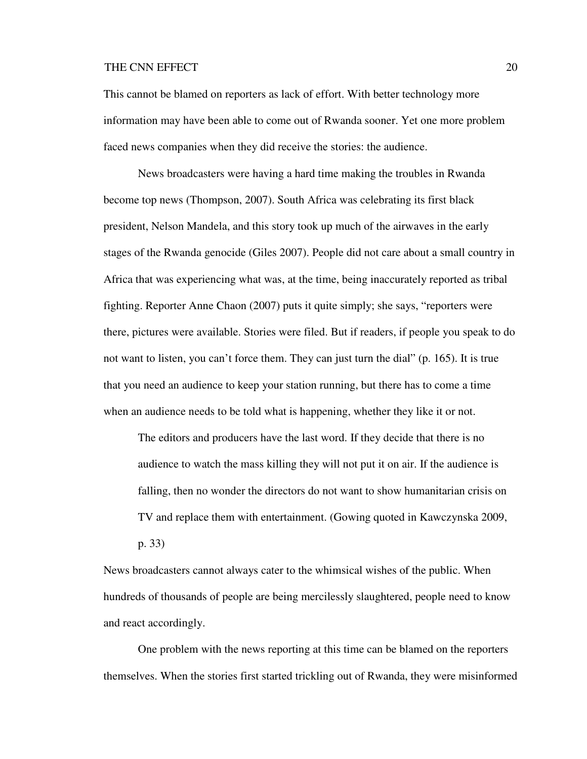This cannot be blamed on reporters as lack of effort. With better technology more information may have been able to come out of Rwanda sooner. Yet one more problem faced news companies when they did receive the stories: the audience.

News broadcasters were having a hard time making the troubles in Rwanda become top news (Thompson, 2007). South Africa was celebrating its first black president, Nelson Mandela, and this story took up much of the airwaves in the early stages of the Rwanda genocide (Giles 2007). People did not care about a small country in Africa that was experiencing what was, at the time, being inaccurately reported as tribal fighting. Reporter Anne Chaon (2007) puts it quite simply; she says, "reporters were there, pictures were available. Stories were filed. But if readers, if people you speak to do not want to listen, you can't force them. They can just turn the dial" (p. 165). It is true that you need an audience to keep your station running, but there has to come a time when an audience needs to be told what is happening, whether they like it or not.

> The editors and producers have the last word. If they decide that there is no audience to watch the mass killing they will not put it on air. If the audience is falling, then no wonder the directors do not want to show humanitarian crisis on TV and replace them with entertainment. (Gowing quoted in Kawczynska 2009, p. 33)

News broadcasters cannot always cater to the whimsical wishes of the public. When hundreds of thousands of people are being mercilessly slaughtered, people need to know and react accordingly.

One problem with the news reporting at this time can be blamed on the reporters themselves. When the stories first started trickling out of Rwanda, they were misinformed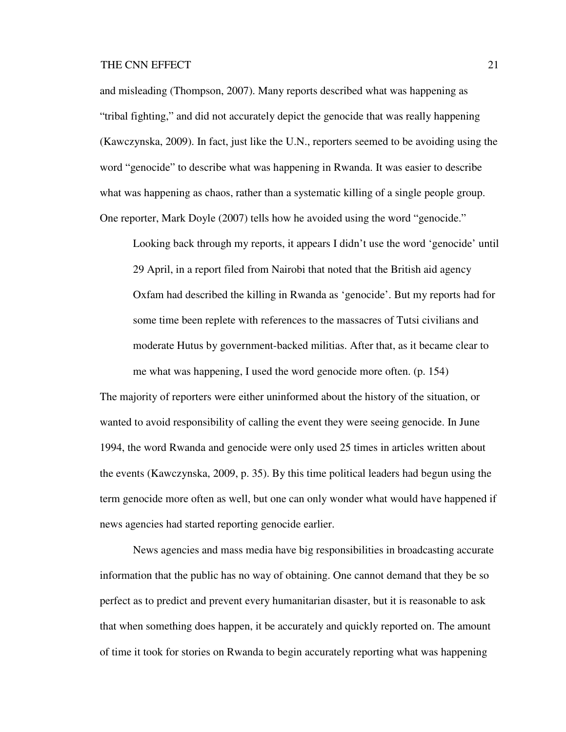and misleading (Thompson, 2007). Many reports described what was happening as "tribal fighting," and did not accurately depict the genocide that was really happening (Kawczynska, 2009). In fact, just like the U.N., reporters seemed to be avoiding using the word "genocide" to describe what was happening in Rwanda. It was easier to describe what was happening as chaos, rather than a systematic killing of a single people group. One reporter, Mark Doyle (2007) tells how he avoided using the word "genocide."

> Looking back through my reports, it appears I didn't use the word 'genocide' until 29 April, in a report filed from Nairobi that noted that the British aid agency Oxfam had described the killing in Rwanda as 'genocide'. But my reports had for some time been replete with references to the massacres of Tutsi civilians and moderate Hutus by government-backed militias. After that, as it became clear to me what was happening, I used the word genocide more often. (p. 154)

The majority of reporters were either uninformed about the history of the situation, or wanted to avoid responsibility of calling the event they were seeing genocide. In June 1994, the word Rwanda and genocide were only used 25 times in articles written about the events (Kawczynska, 2009, p. 35). By this time political leaders had begun using the term genocide more often as well, but one can only wonder what would have happened if news agencies had started reporting genocide earlier.

News agencies and mass media have big responsibilities in broadcasting accurate information that the public has no way of obtaining. One cannot demand that they be so perfect as to predict and prevent every humanitarian disaster, but it is reasonable to ask that when something does happen, it be accurately and quickly reported on. The amount of time it took for stories on Rwanda to begin accurately reporting what was happening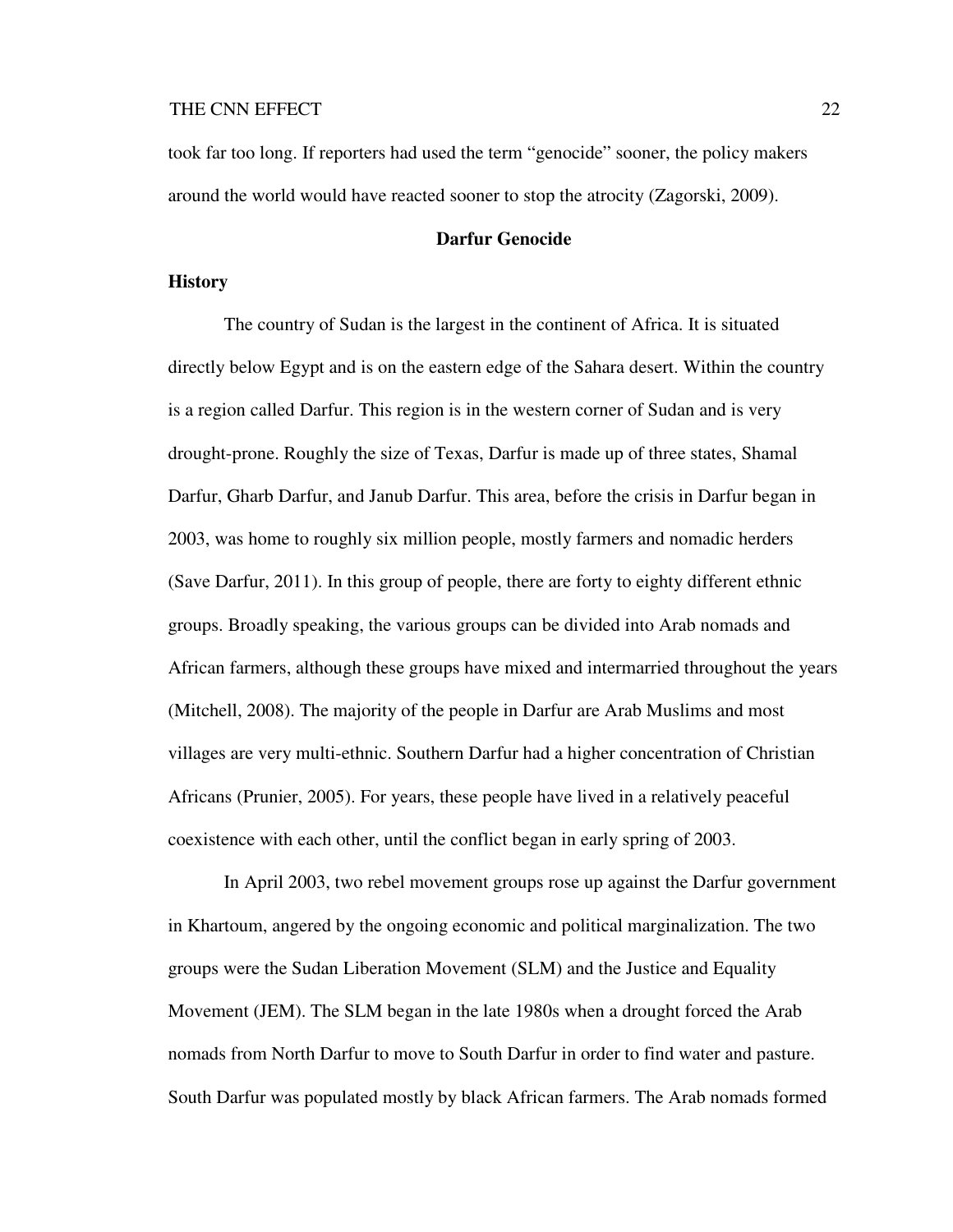took far too long. If reporters had used the term "genocide" sooner, the policy makers around the world would have reacted sooner to stop the atrocity (Zagorski, 2009).

## Darfur Genocide

### History

The country of Sudan is the largest in the continent of Africa. It is situated directly below Egypt and is on the eastern edge of the Sahara desert. Within the country is a region called Darfur. This region is in the western corner of Sudan and is very drought-prone. Roughly the size of Texas, Darfur is made up of three states, Shamal Darfur, Gharb Darfur, and Janub Darfur. This area, before the crisis in Darfur began in 2003, was home to roughly six million people, mostly farmers and nomadic herders (Save Darfur, 2011). In this group of people, there are forty to eighty different ethnic groups. Broadly speaking, the various groups can be divided into Arab nomads and African farmers, although these groups have mixed and intermarried throughout the years (Mitchell, 2008). The majority of the people in Darfur are Arab Muslims and most villages are very multi-ethnic. Southern Darfur had a higher concentration of Christian Africans (Prunier, 2005). For years, these people have lived in a relatively peaceful coexistence with each other, until the conflict began in early spring of 2003.

In April 2003, two rebel movement groups rose up against the Darfur government in Khartoum, angered by the ongoing economic and political marginalization. The two groups were the Sudan Liberation Movement (SLM) and the Justice and Equality Movement (JEM). The SLM began in the late 1980s when a drought forced the Arab nomads from North Darfur to move to South Darfur in order to find water and pasture. South Darfur was populated mostly by black African farmers. The Arab nomads formed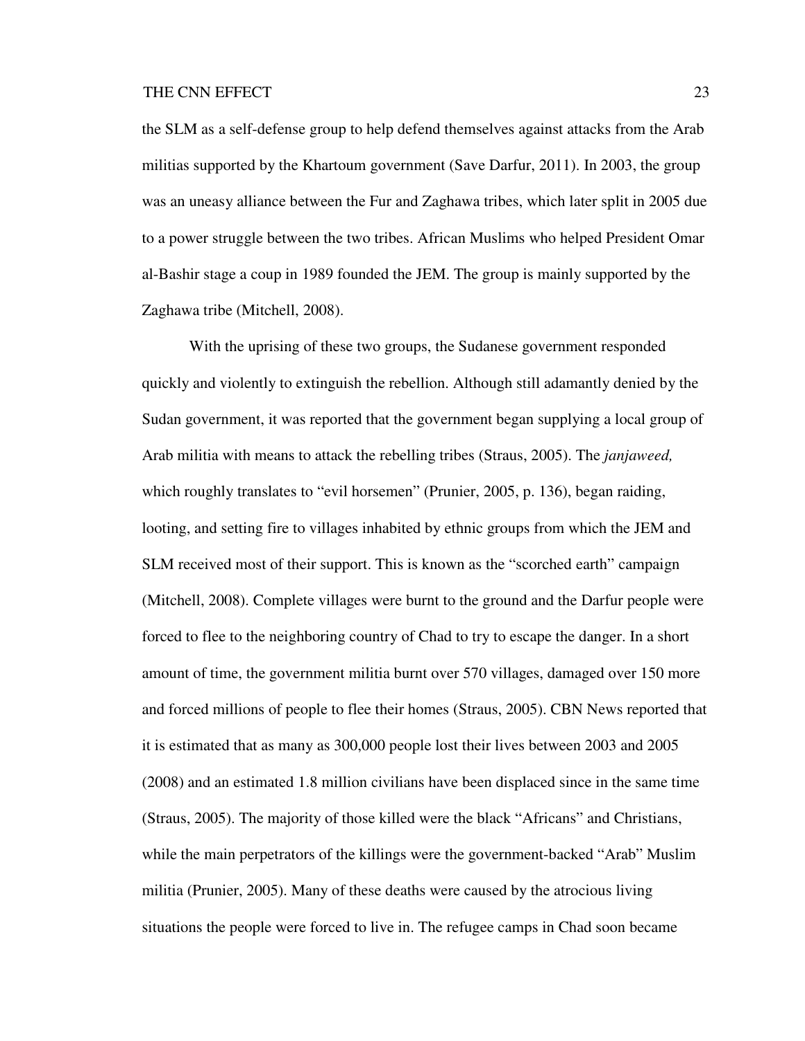the SLM as a self-defense group to help defend themselves against attacks from the Arab militias supported by the Khartoum government (Save Darfur, 2011). In 2003, the group was an uneasy alliance between the Fur and Zaghawa tribes, which later split in 2005 due to a power struggle between the two tribes. African Muslims who helped President Omar al-Bashir stage a coup in 1989 founded the JEM. The group is mainly supported by the Zaghawa tribe (Mitchell, 2008).

With the uprising of these two groups, the Sudanese government responded quickly and violently to extinguish the rebellion. Although still adamantly denied by the Sudan government, it was reported that the government began supplying a local group of Arab militia with means to attack the rebelling tribes (Straus, 2005). The *janjaweed,* which roughly translates to "evil horsemen" (Prunier, 2005, p. 136), began raiding, looting, and setting fire to villages inhabited by ethnic groups from which the JEM and SLM received most of their support. This is known as the "scorched earth" campaign (Mitchell, 2008). Complete villages were burnt to the ground and the Darfur people were forced to flee to the neighboring country of Chad to try to escape the danger. In a short amount of time, the government militia burnt over 570 villages, damaged over 150 more and forced millions of people to flee their homes (Straus, 2005). CBN News reported that it is estimated that as many as 300,000 people lost their lives between 2003 and 2005 (2008) and an estimated 1.8 million civilians have been displaced since in the same time (Straus, 2005). The majority of those killed were the black "Africans" and Christians, while the main perpetrators of the killings were the government-backed "Arab" Muslim militia (Prunier, 2005). Many of these deaths were caused by the atrocious living situations the people were forced to live in. The refugee camps in Chad soon became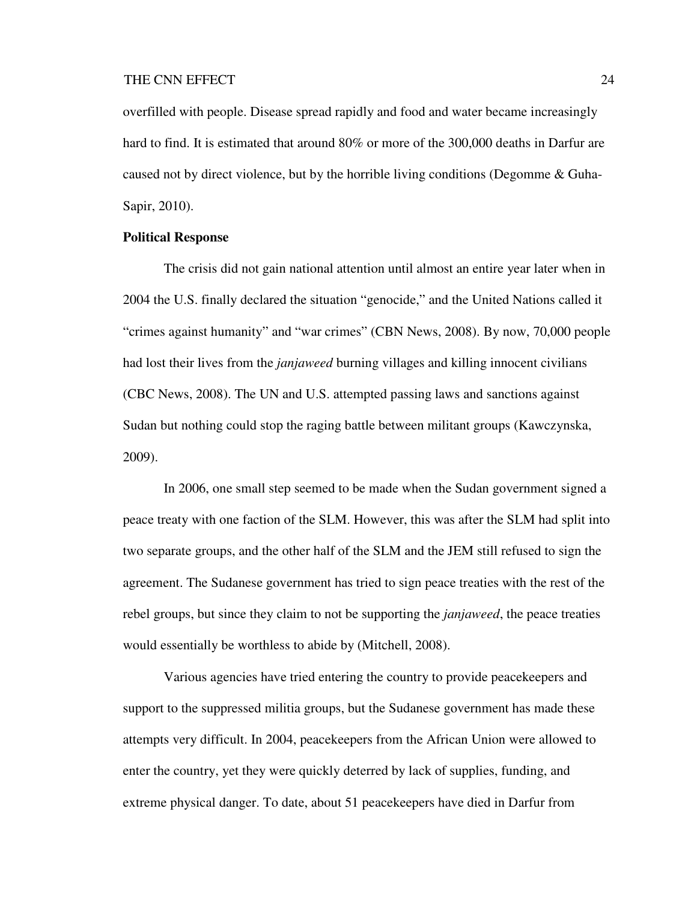overfilled with people. Disease spread rapidly and food and water became increasingly hard to find. It is estimated that around 80% or more of the 300,000 deaths in Darfur are caused not by direct violence, but by the horrible living conditions (Degomme & Guha-Sapir, 2010).

**Political Response**

The crisis did not gain national attention until almost an entire year later when in 2004 the U.S. finally declared the situation "genocide," and the United Nations called it "crimes against humanity" and "war crimes" (CBN News, 2008). By now, 70,000 people had lost their lives from the *janjaweed* burning villages and killing innocent civilians (CBC News, 2008). The UN and U.S. attempted passing laws and sanctions against Sudan but nothing could stop the raging battle between militant groups (Kawczynska, 2009).

In 2006, one small step seemed to be made when the Sudan government signed a peace treaty with one faction of the SLM. However, this was after the SLM had split into two separate groups, and the other half of the SLM and the JEM still refused to sign the agreement. The Sudanese government has tried to sign peace treaties with the rest of the rebel groups, but since they claim to not be supporting the *janjaweed*, the peace treaties would essentially be worthless to abide by (Mitchell, 2008).

Various agencies have tried entering the country to provide peacekeepers and support to the suppressed militia groups, but the Sudanese government has made these attempts very difficult. In 2004, peacekeepers from the African Union were allowed to enter the country, yet they were quickly deterred by lack of supplies, funding, and extreme physical danger. To date, about 51 peacekeepers have died in Darfur from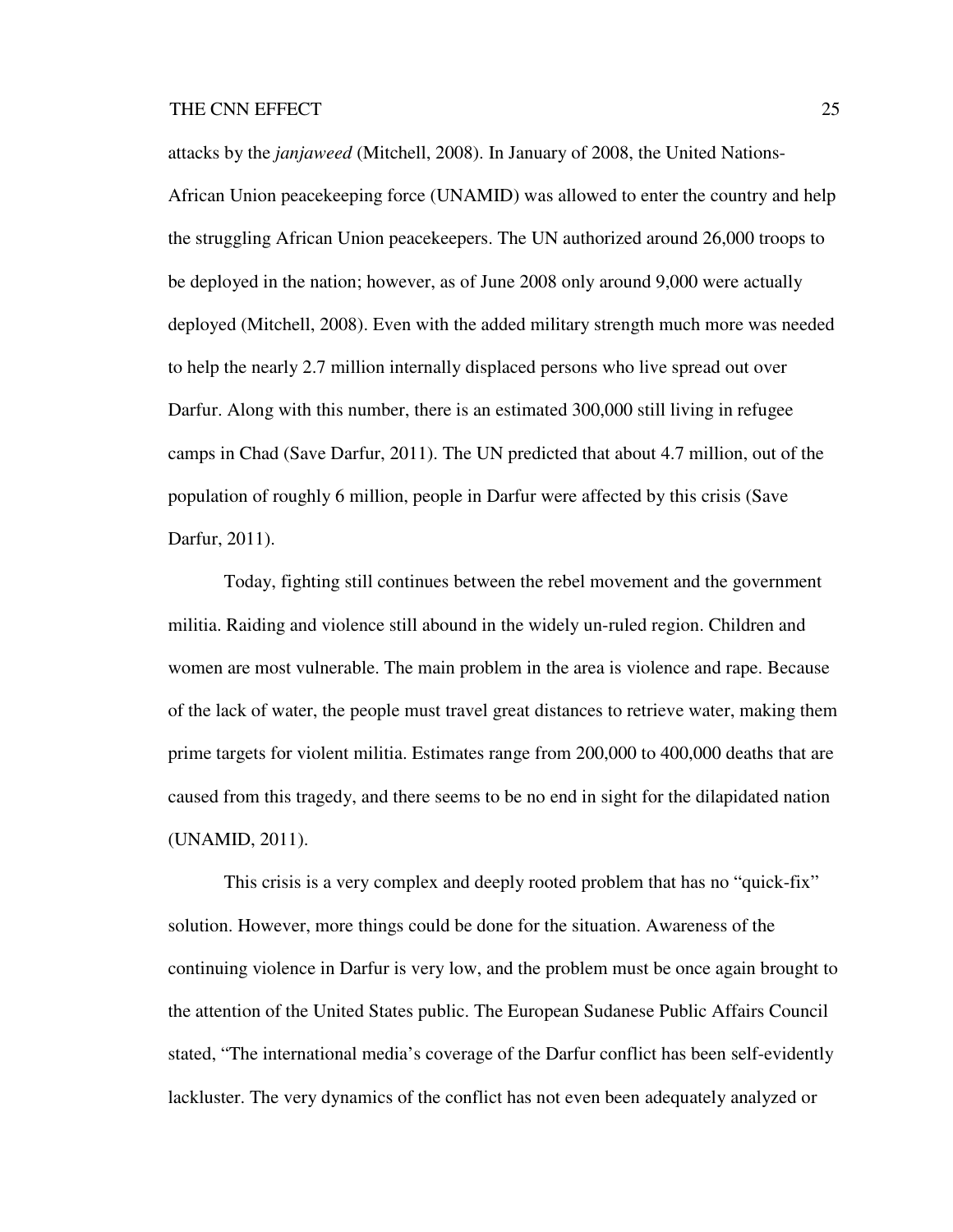attacks by the *janjaweed* (Mitchell, 2008). In January of 2008, the United Nations-African Union peacekeeping force (UNAMID) was allowed to enter the country and help the struggling African Union peacekeepers. The UN authorized around 26,000 troops to be deployed in the nation; however, as of June 2008 only around 9,000 were actually deployed (Mitchell, 2008). Even with the added military strength much more was needed to help the nearly 2.7 million internally displaced persons who live spread out over Darfur. Along with this number, there is an estimated 300,000 still living in refugee camps in Chad (Save Darfur, 2011). The UN predicted that about 4.7 million, out of the population of roughly 6 million, people in Darfur were affected by this crisis (Save Darfur, 2011).

Today, fighting still continues between the rebel movement and the government militia. Raiding and violence still abound in the widely un-ruled region. Children and women are most vulnerable. The main problem in the area is violence and rape. Because of the lack of water, the people must travel great distances to retrieve water, making them prime targets for violent militia. Estimates range from 200,000 to 400,000 deaths that are caused from this tragedy, and there seems to be no end in sight for the dilapidated nation (UNAMID, 2011).

This crisis is a very complex and deeply rooted problem that has no "quick-fix" solution. However, more things could be done for the situation. Awareness of the continuing violence in Darfur is very low, and the problem must be once again brought to the attention of the United States public. The European Sudanese Public Affairs Council stated, "The international media's coverage of the Darfur conflict has been self-evidently lackluster. The very dynamics of the conflict has not even been adequately analyzed or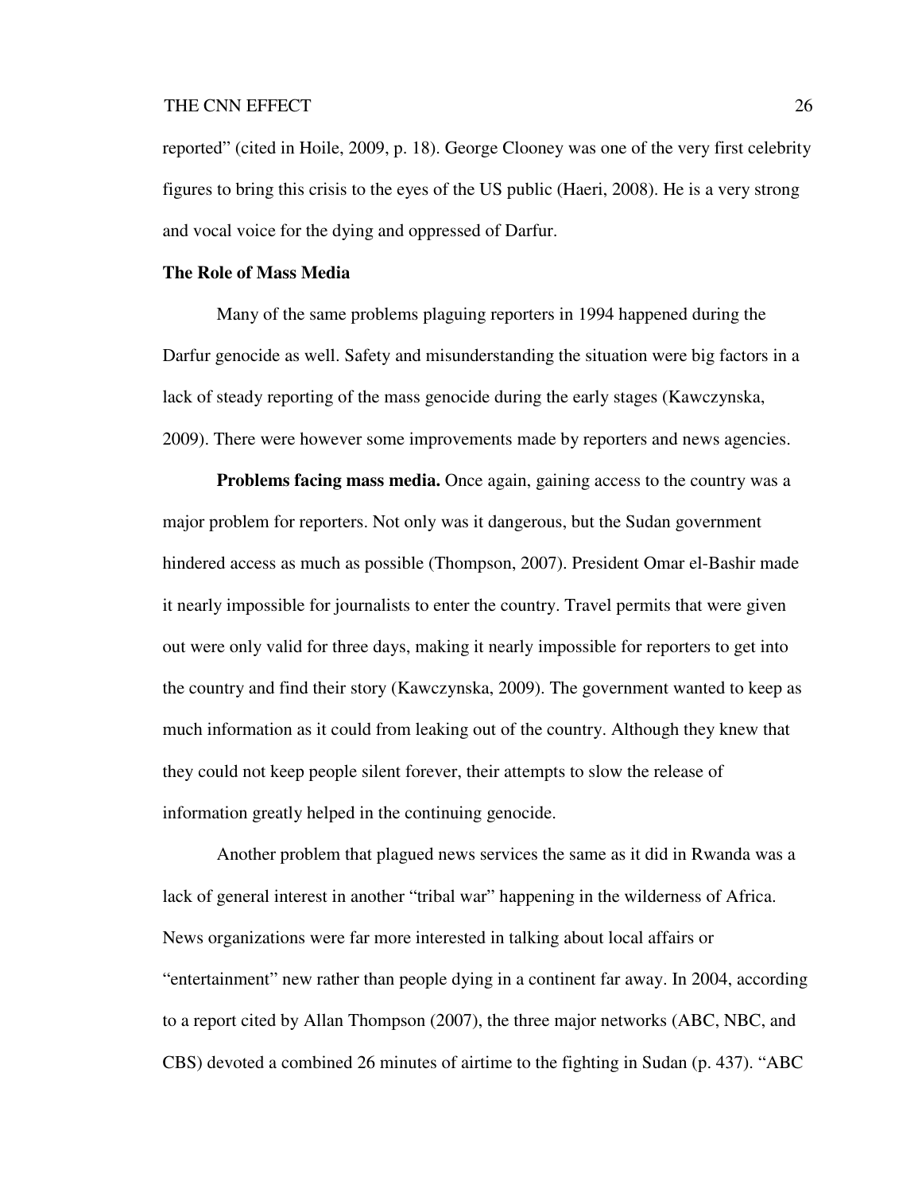reported" (cited in Hoile, 2009, p. 18). George Clooney was one of the very first celebrity figures to bring this crisis to the eyes of the US public (Haeri, 2008). He is a very strong and vocal voice for the dying and oppressed of Darfur.

## The Role of Mass Media

Many of the same problems plaguing reporters in 1994 happened during the Darfur genocide as well. Safety and misunderstanding the situation were big factors in a lack of steady reporting of the mass genocide during the early stages (Kawczynska, 2009). There were however some improvements made by reporters and news agencies.

**Problems facing mass media.** Once again, gaining access to the country was a major problem for reporters. Not only was it dangerous, but the Sudan government hindered access as much as possible (Thompson, 2007). President Omar el-Bashir made it nearly impossible for journalists to enter the country. Travel permits that were given out were only valid for three days, making it nearly impossible for reporters to get into the country and find their story (Kawczynska, 2009). The government wanted to keep as much information as it could from leaking out of the country. Although they knew that they could not keep people silent forever, their attempts to slow the release of information greatly helped in the continuing genocide.

Another problem that plagued news services the same as it did in Rwanda was a lack of general interest in another "tribal war" happening in the wilderness of Africa. News organizations were far more interested in talking about local affairs or "entertainment" new rather than people dying in a continent far away. In 2004, according to a report cited by Allan Thompson (2007), the three major networks (ABC, NBC, and CBS) devoted a combined 26 minutes of airtime to the fighting in Sudan (p. 437). "ABC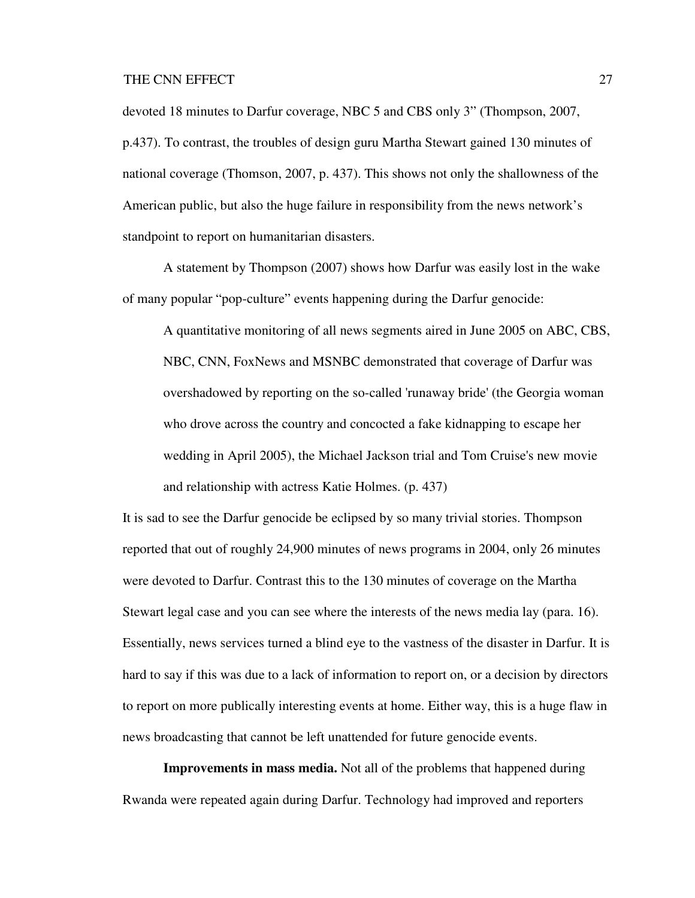devoted 18 minutes to Darfur coverage, NBC 5 and CBS only 3" (Thompson, 2007, p.437). To contrast, the troubles of design guru Martha Stewart gained 130 minutes of national coverage (Thomson, 2007, p. 437). This shows not only the shallowness of the American public, but also the huge failure in responsibility from the news network's standpoint to report on humanitarian disasters.

A statement by Thompson (2007) shows how Darfur was easily lost in the wake of many popular "pop-culture" events happening during the Darfur genocide:

> A quantitative monitoring of all news segments aired in June 2005 on ABC, CBS, NBC, CNN, FoxNews and MSNBC demonstrated that coverage of Darfur was overshadowed by reporting on the so-called 'runaway bride' (the Georgia woman who drove across the country and concocted a fake kidnapping to escape her wedding in April 2005), the Michael Jackson trial and Tom Cruise's new movie and relationship with actress Katie Holmes. (p. 437)

It is sad to see the Darfur genocide be eclipsed by so many trivial stories. Thompson reported that out of roughly 24,900 minutes of news programs in 2004, only 26 minutes were devoted to Darfur. Contrast this to the 130 minutes of coverage on the Martha Stewart legal case and you can see where the interests of the news media lay (para. 16). Essentially, news services turned a blind eye to the vastness of the disaster in Darfur. It is hard to say if this was due to a lack of information to report on, or a decision by directors to report on more publically interesting events at home. Either way, this is a huge flaw in news broadcasting that cannot be left unattended for future genocide events.

**Improvements in mass media.** Not all of the problems that happened during Rwanda were repeated again during Darfur. Technology had improved and reporters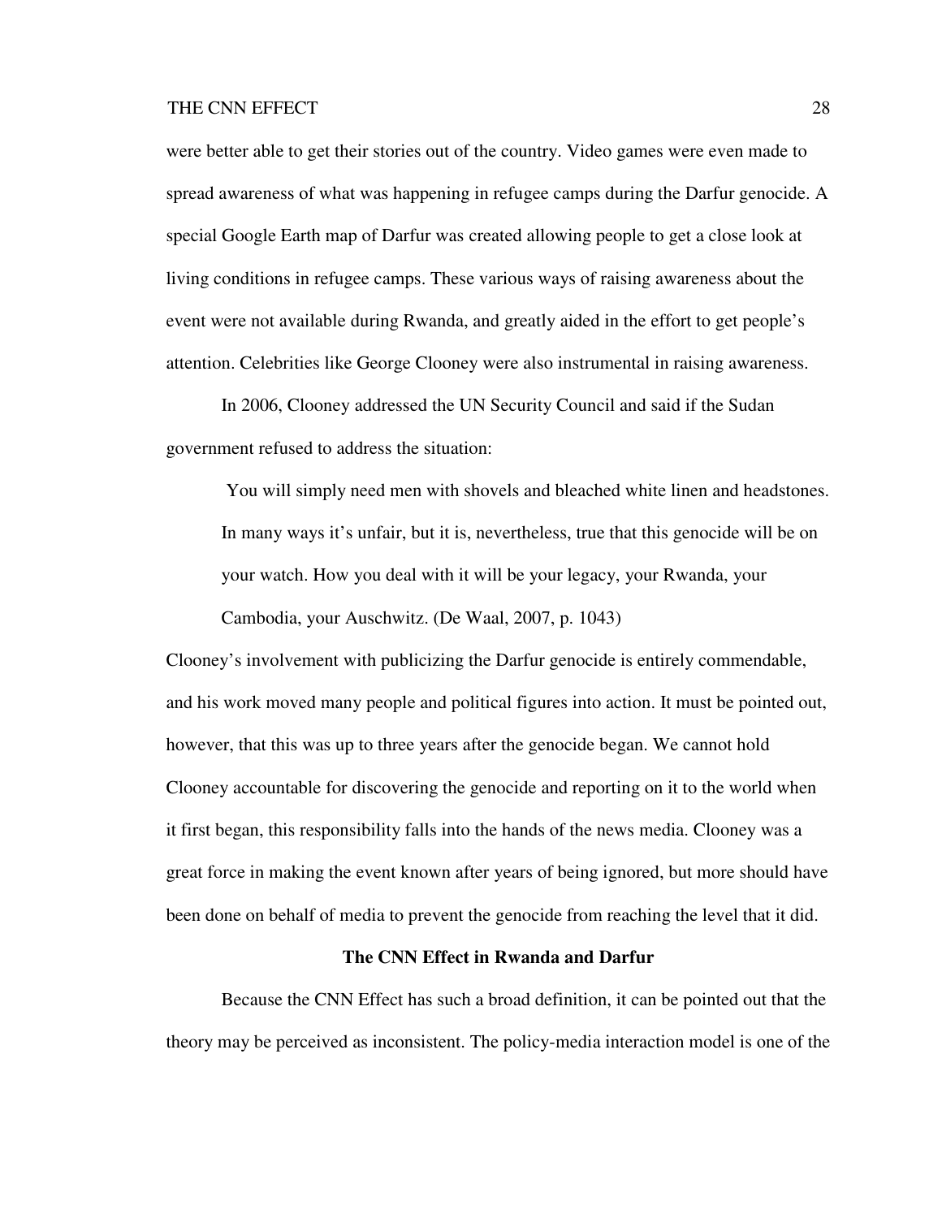were better able to get their stories out of the country. Video games were even made to spread awareness of what was happening in refugee camps during the Darfur genocide. A special Google Earth map of Darfur was created allowing people to get a close look at living conditions in refugee camps. These various ways of raising awareness about the event were not available during Rwanda, and greatly aided in the effort to get people's attention. Celebrities like George Clooney were also instrumental in raising awareness.

In 2006, Clooney addressed the UN Security Council and said if the Sudan government refused to address the situation:

> You will simply need men with shovels and bleached white linen and headstones. In many ways it's unfair, but it is, nevertheless, true that this genocide will be on your watch. How you deal with it will be your legacy, your Rwanda, your Cambodia, your Auschwitz. (De Waal, 2007, p. 1043)

Clooney's involvement with publicizing the Darfur genocide is entirely commendable, and his work moved many people and political figures into action. It must be pointed out, however, that this was up to three years after the genocide began. We cannot hold Clooney accountable for discovering the genocide and reporting on it to the world when it first began, this responsibility falls into the hands of the news media. Clooney was a great force in making the event known after years of being ignored, but more should have been done on behalf of media to prevent the genocide from reaching the level that it did.

## The CNN Effect in Rwanda and Darfur

Because the CNN Effect has such a broad definition, it can be pointed out that the theory may be perceived as inconsistent. The policy-media interaction model is one of the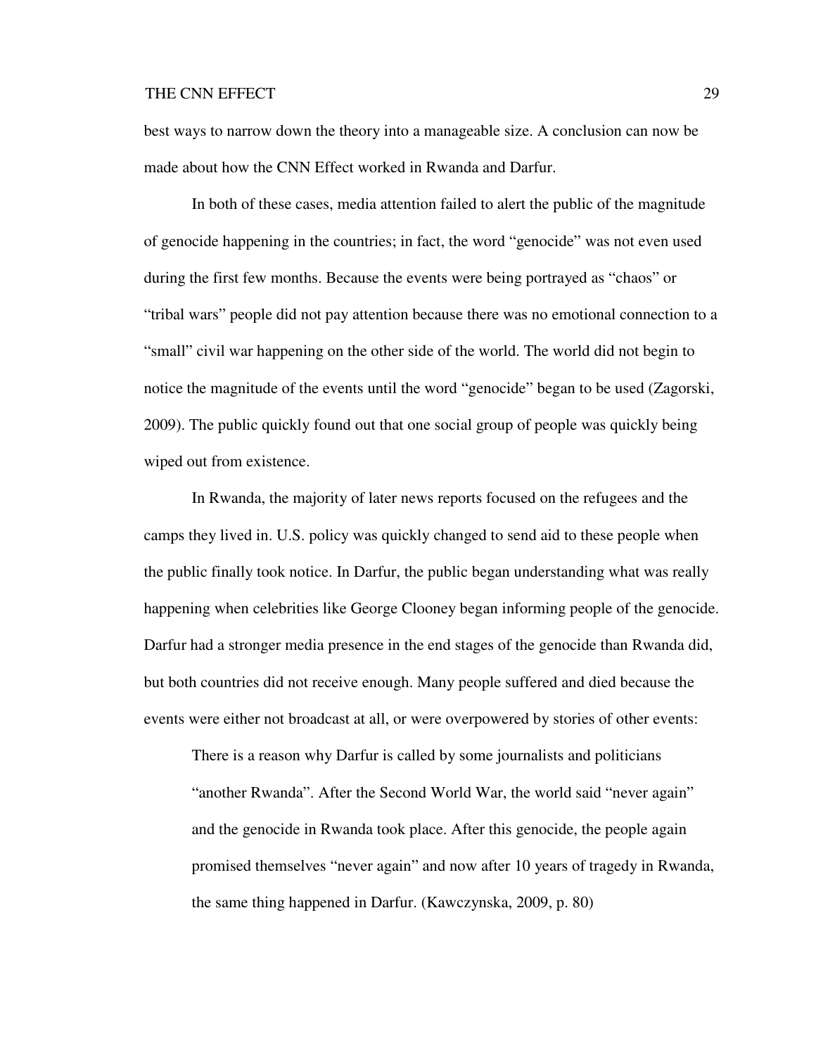best ways to narrow down the theory into a manageable size. A conclusion can now be made about how the CNN Effect worked in Rwanda and Darfur.

In both of these cases, media attention failed to alert the public of the magnitude of genocide happening in the countries; in fact, the word "genocide" was not even used during the first few months. Because the events were being portrayed as "chaos" or "tribal wars" people did not pay attention because there was no emotional connection to a "small" civil war happening on the other side of the world. The world did not begin to notice the magnitude of the events until the word "genocide" began to be used (Zagorski, 2009). The public quickly found out that one social group of people was quickly being wiped out from existence.

In Rwanda, the majority of later news reports focused on the refugees and the camps they lived in. U.S. policy was quickly changed to send aid to these people when the public finally took notice. In Darfur, the public began understanding what was really happening when celebrities like George Clooney began informing people of the genocide. Darfur had a stronger media presence in the end stages of the genocide than Rwanda did, but both countries did not receive enough. Many people suffered and died because the events were either not broadcast at all, or were overpowered by stories of other events:

> There is a reason why Darfur is called by some journalists and politicians "another Rwanda". After the Second World War, the world said "never again" and the genocide in Rwanda took place. After this genocide, the people again promised themselves "never again" and now after 10 years of tragedy in Rwanda, the same thing happened in Darfur. (Kawczynska, 2009, p. 80)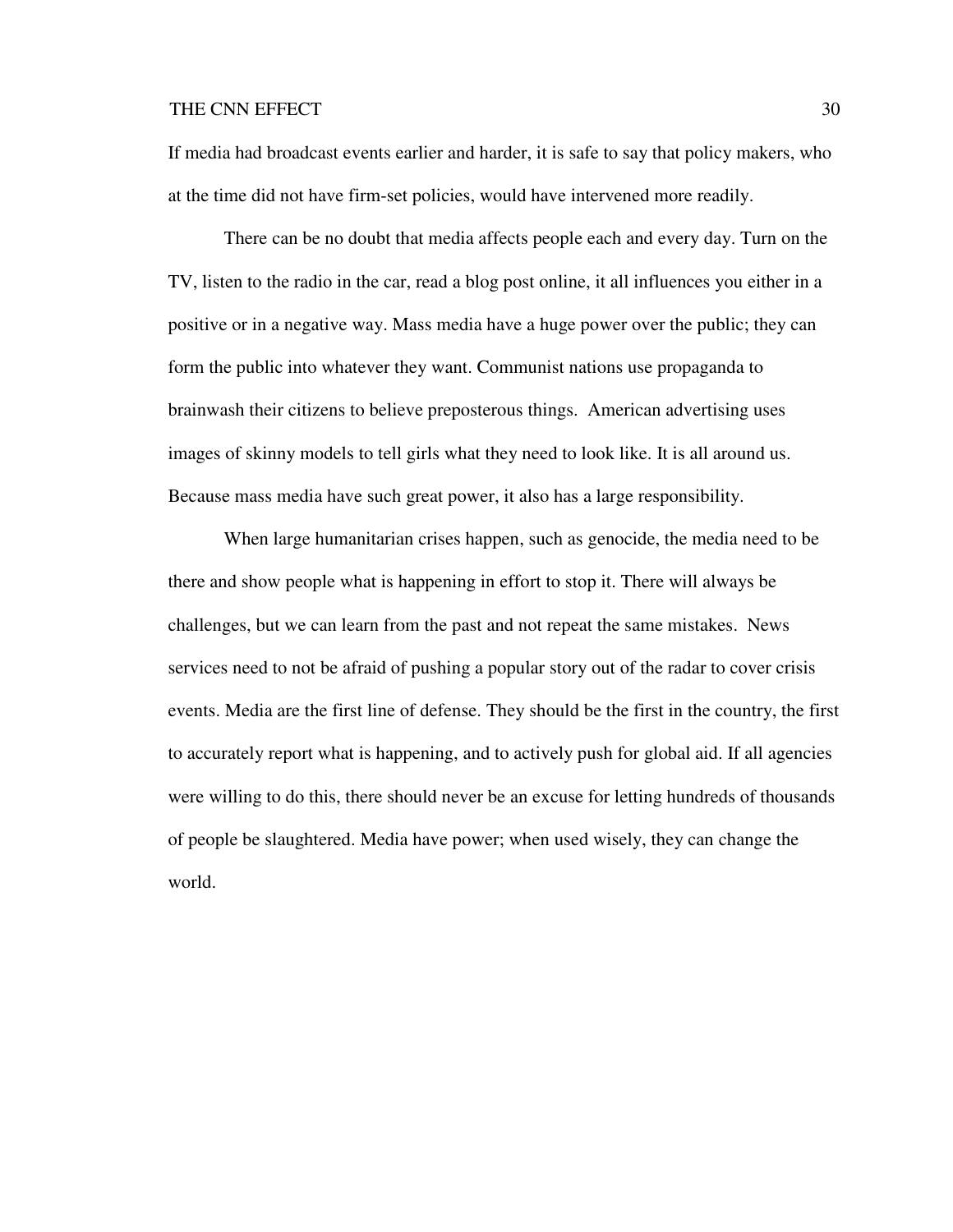If media had broadcast events earlier and harder, it is safe to say that policy makers, who at the time did not have firm-set policies, would have intervened more readily.

There can be no doubt that media affects people each and every day. Turn on the TV, listen to the radio in the car, read a blog post online, it all influences you either in a positive or in a negative way. Mass media have a huge power over the public; they can form the public into whatever they want. Communist nations use propaganda to brainwash their citizens to believe preposterous things. American advertising uses images of skinny models to tell girls what they need to look like. It is all around us. Because mass media have such great power, it also has a large responsibility.

When large humanitarian crises happen, such as genocide, the media need to be there and show people what is happening in effort to stop it. There will always be challenges, but we can learn from the past and not repeat the same mistakes. News services need to not be afraid of pushing a popular story out of the radar to cover crisis events. Media are the first line of defense. They should be the first in the country, the first to accurately report what is happening, and to actively push for global aid. If all agencies were willing to do this, there should never be an excuse for letting hundreds of thousands of people be slaughtered. Media have power; when used wisely, they can change the world.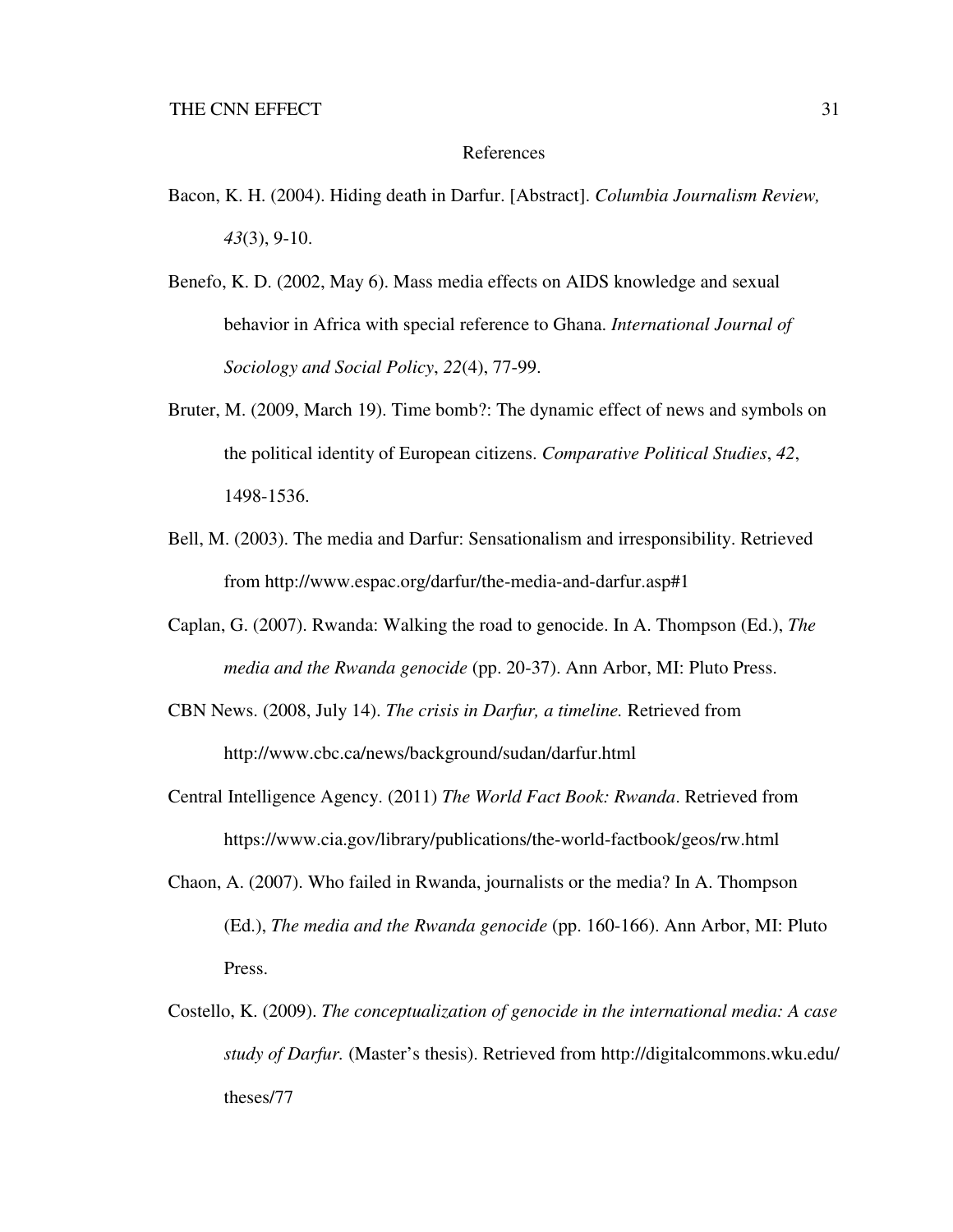# References

Bacon, K. H. (2004). Hiding death in Darfur. [Abstract]. *Columbia Journalism Review, 43*(3), 9-10.

Benefo, K. D. (2002, May 6). Mass media effects on AIDS knowledge and sexual behavior in Africa with special reference to Ghana. *International Journal of Sociology and Social Policy*, *22*(4), 77-99.

Bruter, M. (2009, March 19). Time bomb?: The dynamic effect of news and symbols on the political identity of European citizens. *Comparative Political Studies*, *42*, 1498-1536.

Bell, M. (2003). The media and Darfur: Sensationalism and irresponsibility. Retrieved from http://www.espac.org/darfur/the-media-and-darfur.asp#1

Caplan, G. (2007). Rwanda: Walking the road to genocide. In A. Thompson (Ed.), *The media and the Rwanda genocide* (pp. 20-37). Ann Arbor, MI: Pluto Press.

CBN News. (2008, July 14). *The crisis in Darfur, a timeline.* Retrieved from http://www.cbc.ca/news/background/sudan/darfur.html

Central Intelligence Agency. (2011) *The World Fact Book: Rwanda*. Retrieved from https://www.cia.gov/library/publications/the-world-factbook/geos/rw.html

Chaon, A. (2007). Who failed in Rwanda, journalists or the media? In A. Thompson (Ed.), *The media and the Rwanda genocide* (pp. 160-166). Ann Arbor, MI: Pluto Press.

Costello, K. (2009). *The conceptualization of genocide in the international media: A case study of Darfur.* (Master's thesis). Retrieved from http://digitalcommons.wku.edu/theses/77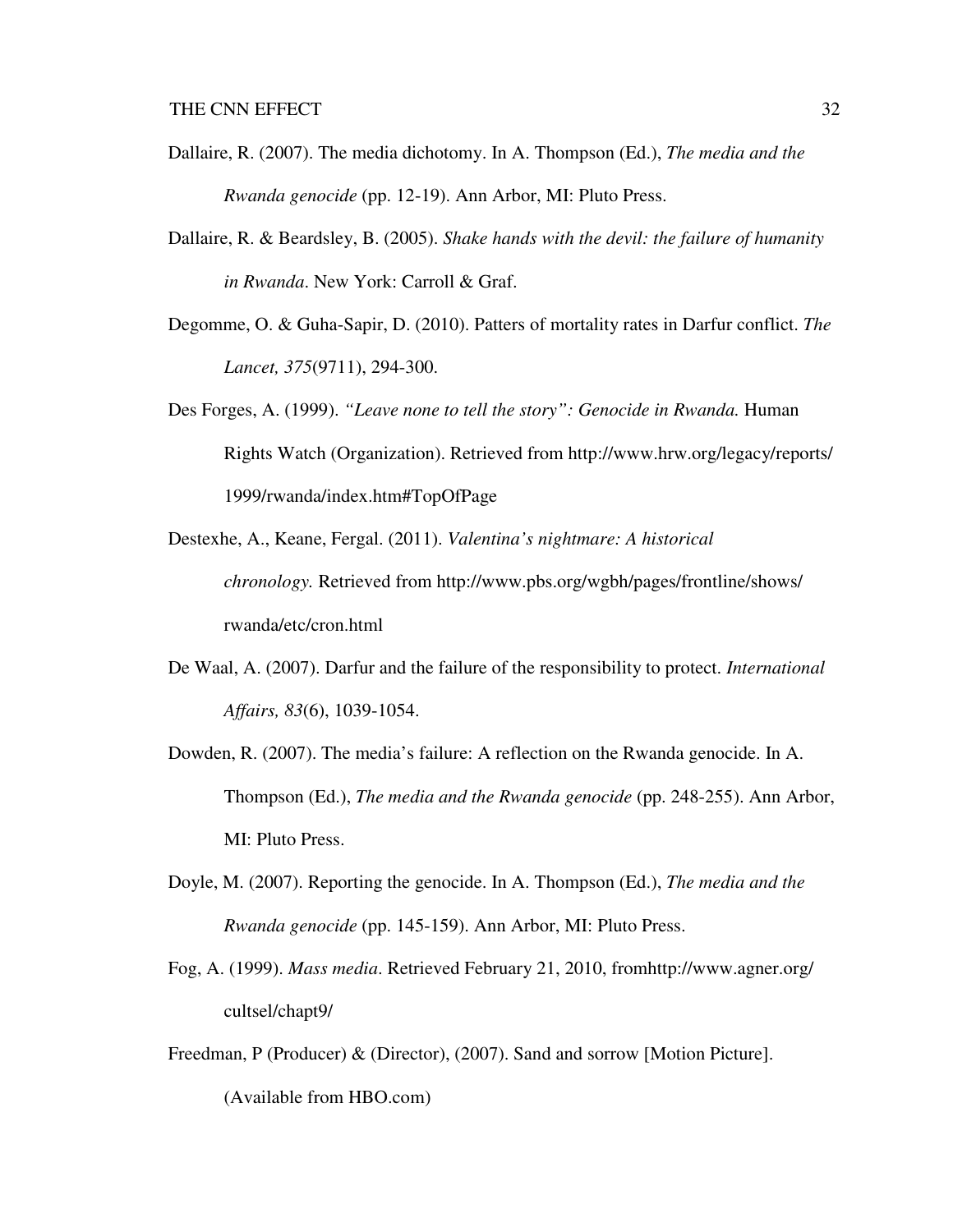Dallaire, R. (2007). The media dichotomy. In A. Thompson (Ed.), *The media and the Rwanda genocide* (pp. 12-19). Ann Arbor, MI: Pluto Press.

Dallaire, R. & Beardsley, B. (2005). *Shake hands with the devil: the failure of humanity in Rwanda*. New York: Carroll & Graf.

Degomme, O. & Guha-Sapir, D. (2010). Patters of mortality rates in Darfur conflict. *The Lancet, 375*(9711), 294-300.

Des Forges, A. (1999). *"Leave none to tell the story": Genocide in Rwanda.* Human Rights Watch (Organization). Retrieved from http://www.hrw.org/legacy/reports/1999/rwanda/index.htm#TopOfPage

Destexhe, A., Keane, Fergal. (2011). *Valentina's nightmare: A historical chronology.* Retrieved from http://www.pbs.org/wgbh/pages/frontline/shows/rwanda/etc/cron.html

De Waal, A. (2007). Darfur and the failure of the responsibility to protect. *International Affairs, 83*(6), 1039-1054.

Dowden, R. (2007). The media's failure: A reflection on the Rwanda genocide. In A. Thompson (Ed.), *The media and the Rwanda genocide* (pp. 248-255). Ann Arbor, MI: Pluto Press.

Doyle, M. (2007). Reporting the genocide. In A. Thompson (Ed.), *The media and the Rwanda genocide* (pp. 145-159). Ann Arbor, MI: Pluto Press.

Fog, A. (1999). *Mass media*. Retrieved February 21, 2010, fromhttp://www.agner.org/cultsel/chapt9/

Freedman, P (Producer) & (Director), (2007). Sand and sorrow [Motion Picture]. (Available from HBO.com)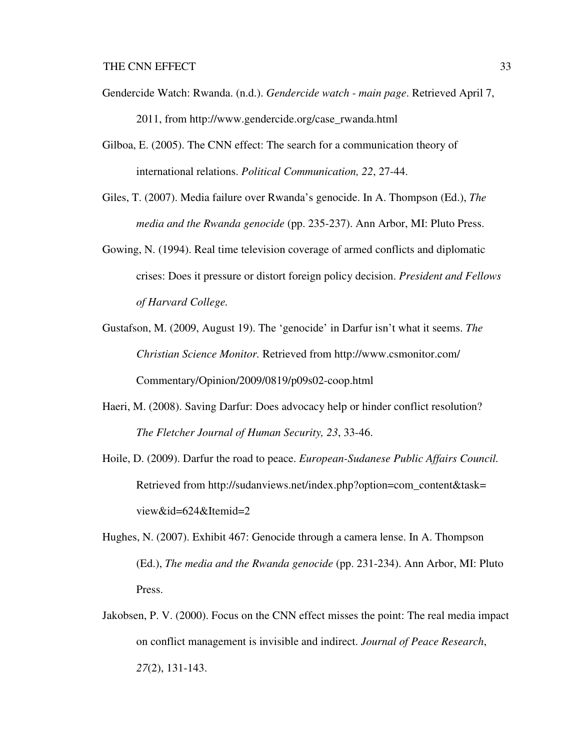Gendercide Watch: Rwanda. (n.d.). *Gendercide watch - main page*. Retrieved April 7, 2011, from http://www.gendercide.org/case_rwanda.html

Gilboa, E. (2005). The CNN effect: The search for a communication theory of international relations. *Political Communication, 22*, 27-44.

Giles, T. (2007). Media failure over Rwanda's genocide. In A. Thompson (Ed.), *The media and the Rwanda genocide* (pp. 235-237). Ann Arbor, MI: Pluto Press.

Gowing, N. (1994). Real time television coverage of armed conflicts and diplomatic crises: Does it pressure or distort foreign policy decision. *President and Fellows of Harvard College.*

Gustafson, M. (2009, August 19). The 'genocide' in Darfur isn't what it seems. *The Christian Science Monitor.* Retrieved from http://www.csmonitor.com/Commentary/Opinion/2009/0819/p09s02-coop.html

Haeri, M. (2008). Saving Darfur: Does advocacy help or hinder conflict resolution? *The Fletcher Journal of Human Security, 23*, 33-46.

Hoile, D. (2009). Darfur the road to peace. *European-Sudanese Public Affairs Council.* Retrieved from http://sudanviews.net/index.php?option=com_content&task=view&id=624&Itemid=2

Hughes, N. (2007). Exhibit 467: Genocide through a camera lense. In A. Thompson (Ed.), *The media and the Rwanda genocide* (pp. 231-234). Ann Arbor, MI: Pluto Press.

Jakobsen, P. V. (2000). Focus on the CNN effect misses the point: The real media impact on conflict management is invisible and indirect. *Journal of Peace Research*, *27*(2), 131-143.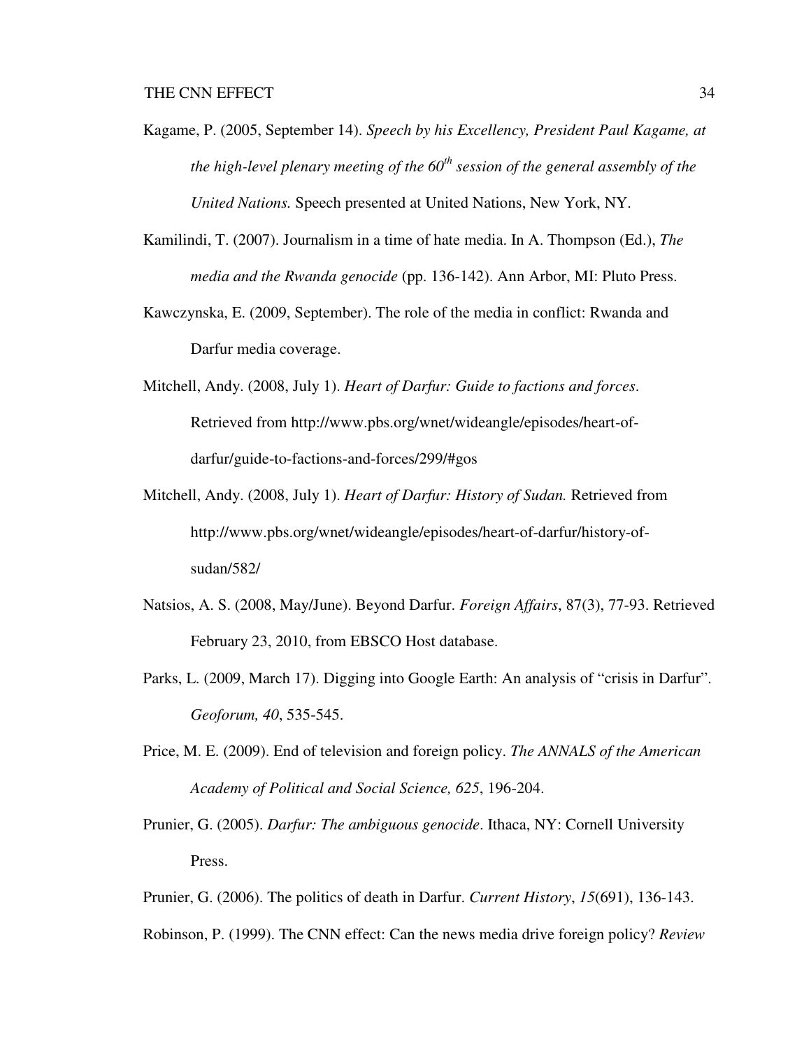Kagame, P. (2005, September 14). *Speech by his Excellency, President Paul Kagame, at the high-level plenary meeting of the 60th session of the general assembly of the United Nations.* Speech presented at United Nations, New York, NY.

Kamilindi, T. (2007). Journalism in a time of hate media. In A. Thompson (Ed.), *The media and the Rwanda genocide* (pp. 136-142). Ann Arbor, MI: Pluto Press.

Kawczynska, E. (2009, September). The role of the media in conflict: Rwanda and Darfur media coverage.

Mitchell, Andy. (2008, July 1). *Heart of Darfur: Guide to factions and forces*. Retrieved from http://www.pbs.org/wnet/wideangle/episodes/heart-of-darfur/guide-to-factions-and-forces/299/#gos

Mitchell, Andy. (2008, July 1). *Heart of Darfur: History of Sudan.* Retrieved from http://www.pbs.org/wnet/wideangle/episodes/heart-of-darfur/history-of-sudan/582/

Natsios, A. S. (2008, May/June). Beyond Darfur. *Foreign Affairs*, 87(3), 77-93. Retrieved February 23, 2010, from EBSCO Host database.

Parks, L. (2009, March 17). Digging into Google Earth: An analysis of "crisis in Darfur". *Geoforum, 40*, 535-545.

Price, M. E. (2009). End of television and foreign policy. *The ANNALS of the American Academy of Political and Social Science, 625*, 196-204.

Prunier, G. (2005). *Darfur: The ambiguous genocide*. Ithaca, NY: Cornell University Press.

Prunier, G. (2006). The politics of death in Darfur. *Current History*, *15*(691), 136-143.

Robinson, P. (1999). The CNN effect: Can the news media drive foreign policy? *Review*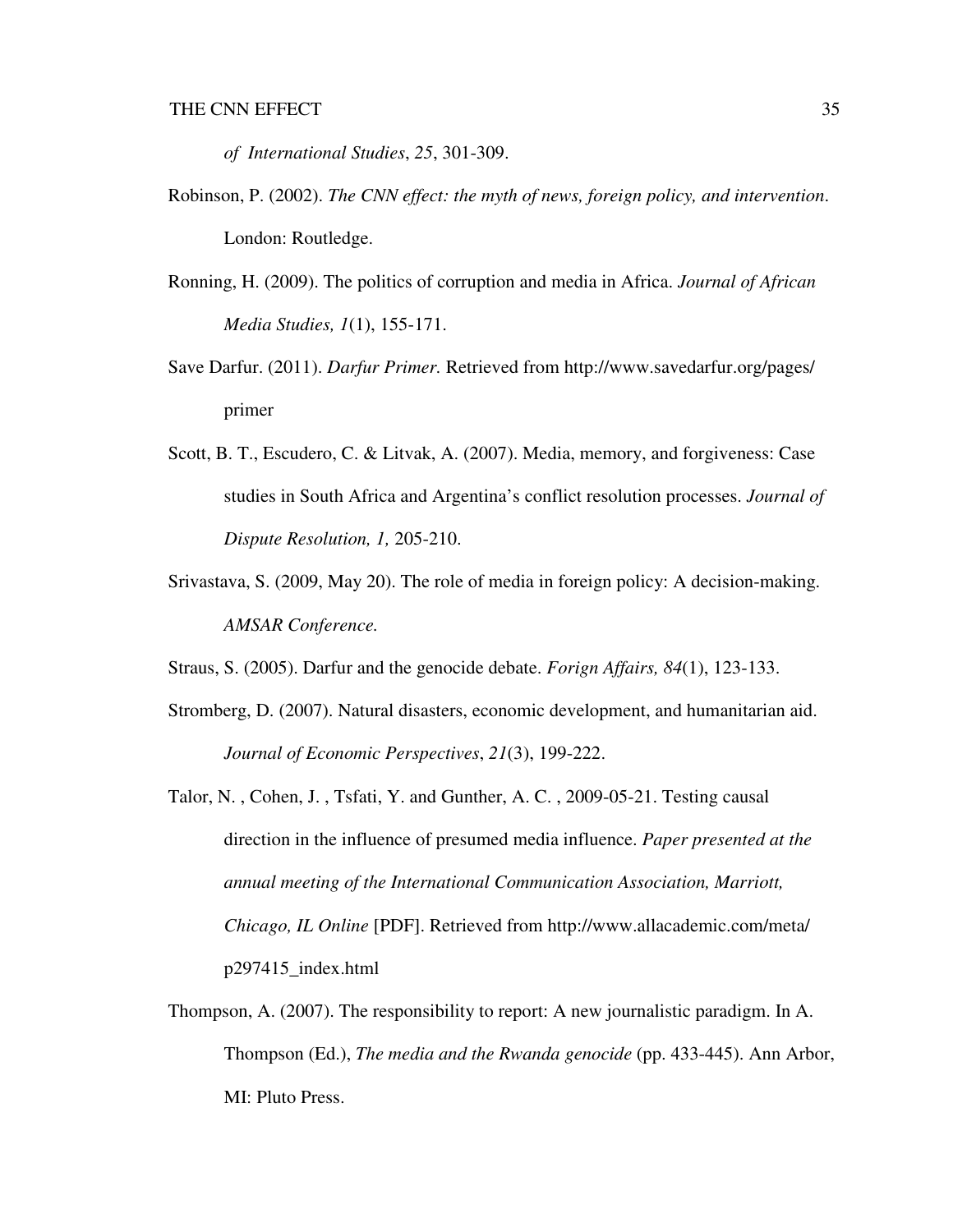*of International Studies*, *25*, 301-309.

Robinson, P. (2002). *The CNN effect: the myth of news, foreign policy, and intervention*. London: Routledge.

Ronning, H. (2009). The politics of corruption and media in Africa. *Journal of African Media Studies, 1*(1), 155-171.

Save Darfur. (2011). *Darfur Primer.* Retrieved from http://www.savedarfur.org/pages/primer

Scott, B. T., Escudero, C. & Litvak, A. (2007). Media, memory, and forgiveness: Case studies in South Africa and Argentina's conflict resolution processes. *Journal of Dispute Resolution, 1,* 205-210.

Srivastava, S. (2009, May 20). The role of media in foreign policy: A decision-making. *AMSAR Conference.*

Straus, S. (2005). Darfur and the genocide debate. *Forign Affairs, 84*(1), 123-133.

Stromberg, D. (2007). Natural disasters, economic development, and humanitarian aid. *Journal of Economic Perspectives*, *21*(3), 199-222.

Talor, N. , Cohen, J. , Tsfati, Y. and Gunther, A. C. , 2009-05-21. Testing causal direction in the influence of presumed media influence. *Paper presented at the annual meeting of the International Communication Association, Marriott, Chicago, IL Online* [PDF]. Retrieved from http://www.allacademic.com/meta/p297415_index.html

Thompson, A. (2007). The responsibility to report: A new journalistic paradigm. In A. Thompson (Ed.), *The media and the Rwanda genocide* (pp. 433-445). Ann Arbor, MI: Pluto Press.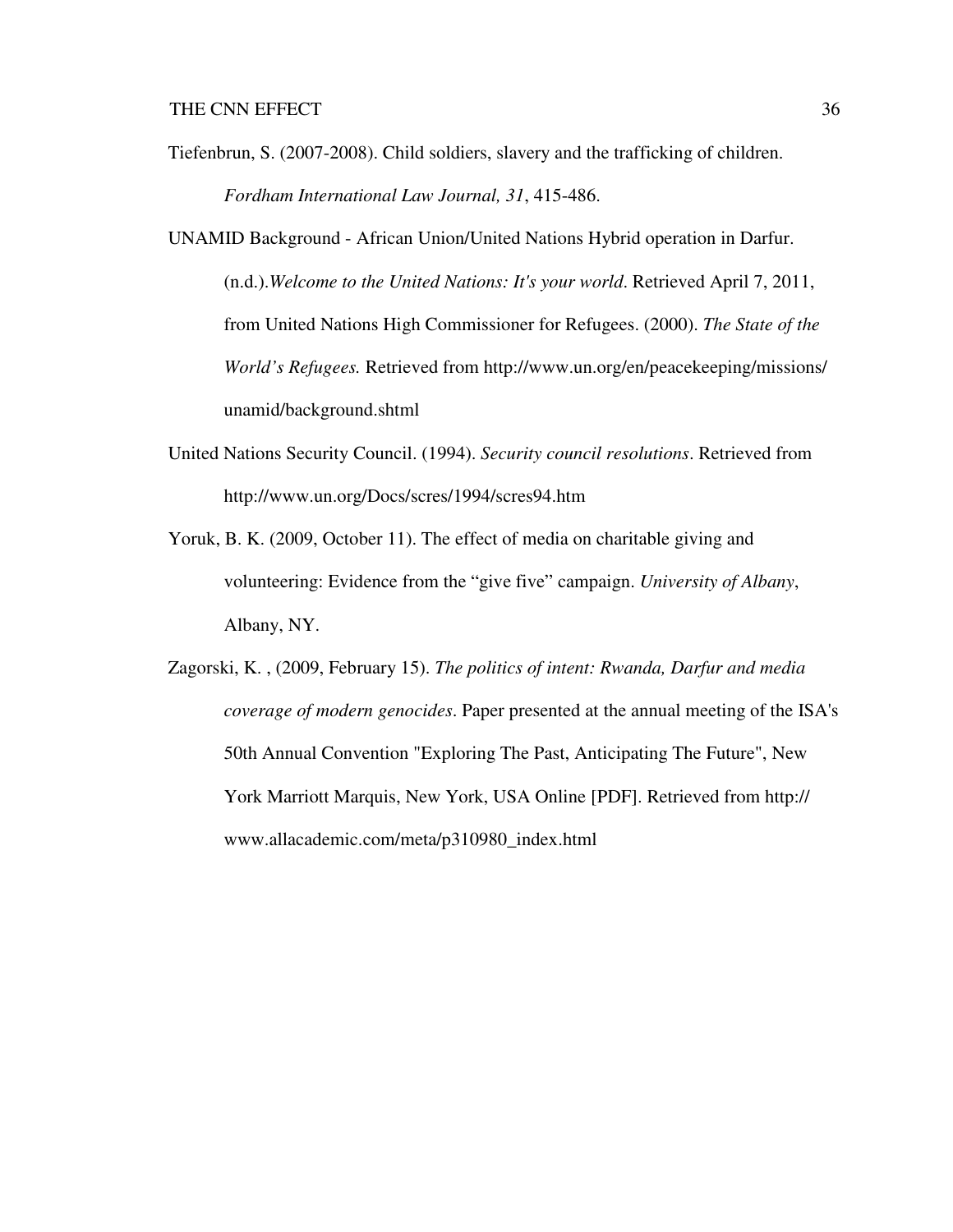Tiefenbrun, S. (2007-2008). Child soldiers, slavery and the trafficking of children. *Fordham International Law Journal, 31*, 415-486.

UNAMID Background - African Union/United Nations Hybrid operation in Darfur. (n.d.).*Welcome to the United Nations: It's your world*. Retrieved April 7, 2011, from United Nations High Commissioner for Refugees. (2000). *The State of the World's Refugees.* Retrieved from http://www.un.org/en/peacekeeping/missions/ unamid/background.shtml

United Nations Security Council. (1994). *Security council resolutions*. Retrieved from http://www.un.org/Docs/scres/1994/scres94.htm

Yoruk, B. K. (2009, October 11). The effect of media on charitable giving and volunteering: Evidence from the "give five" campaign. *University of Albany*, Albany, NY.

Zagorski, K. , (2009, February 15). *The politics of intent: Rwanda, Darfur and media coverage of modern genocides*. Paper presented at the annual meeting of the ISA's 50th Annual Convention "Exploring The Past, Anticipating The Future", New York Marriott Marquis, New York, USA Online [PDF]. Retrieved from http:// www.allacademic.com/meta/p310980_index.html